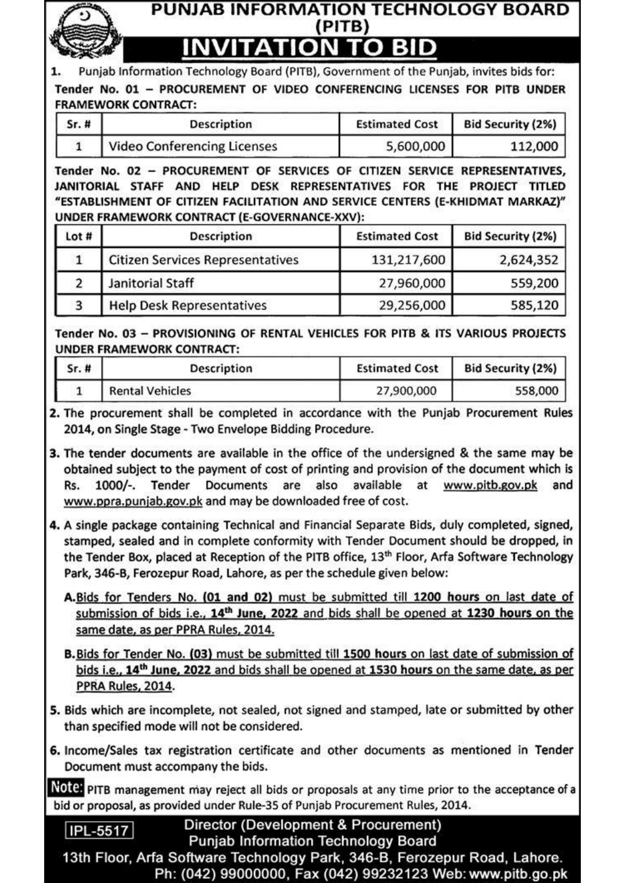# PUNJAB INFORMATION TECHNOLOGY BOARD (PITB)

## INVITATION TO BID

1. Punjab Information Technology Board (PITB), Government of the Punjab, invites bids for:

**Tender No. 01 – PROCUREMENT OF VIDEO CONFERENCING LICENSES FOR PITB UNDER FRAMEWORK CONTRACT:**

| Sr. # | Description | Estimated Cost | Bid Security (2%) |
|---|---|---|---|
| 1 | Video Conferencing Licenses | 5,600,000 | 112,000 |

**Tender No. 02 – PROCUREMENT OF SERVICES OF CITIZEN SERVICE REPRESENTATIVES, JANITORIAL STAFF AND HELP DESK REPRESENTATIVES FOR THE PROJECT TITLED "ESTABLISHMENT OF CITIZEN FACILITATION AND SERVICE CENTERS (E-KHIDMAT MARKAZ)" UNDER FRAMEWORK CONTRACT (E-GOVERNANCE-XXV):**

| Lot # | Description | Estimated Cost | Bid Security (2%) |
|---|---|---|---|
| 1 | Citizen Services Representatives | 131,217,600 | 2,624,352 |
| 2 | Janitorial Staff | 27,960,000 | 559,200 |
| 3 | Help Desk Representatives | 29,256,000 | 585,120 |

**Tender No. 03 – PROVISIONING OF RENTAL VEHICLES FOR PITB & ITS VARIOUS PROJECTS UNDER FRAMEWORK CONTRACT:**

| Sr. # | Description | Estimated Cost | Bid Security (2%) |
|---|---|---|---|
| 1 | Rental Vehicles | 27,900,000 | 558,000 |

2. The procurement shall be completed in accordance with the Punjab Procurement Rules 2014, on Single Stage - Two Envelope Bidding Procedure.

3. The tender documents are available in the office of the undersigned & the same may be obtained subject to the payment of cost of printing and provision of the document which is Rs. 1000/-. Tender Documents are also available at www.pitb.gov.pk and www.ppra.punjab.gov.pk and may be downloaded free of cost.

4. A single package containing Technical and Financial Separate Bids, duly completed, signed, stamped, sealed and in complete conformity with Tender Document should be dropped, in the Tender Box, placed at Reception of the PITB office, 13th Floor, Arfa Software Technology Park, 346-B, Ferozepur Road, Lahore, as per the schedule given below:

   A. Bids for Tenders No. (01 and 02) must be submitted till **1200 hours** on last date of submission of bids i.e., **14th June, 2022** and bids shall be opened at **1230 hours** on the same date, as per PPRA Rules, 2014.

   B. Bids for Tender No. (03) must be submitted till **1500 hours** on last date of submission of bids i.e., **14th June, 2022** and bids shall be opened at **1530 hours** on the same date, as per PPRA Rules, 2014.

5. Bids which are incomplete, not sealed, not signed and stamped, late or submitted by other than specified mode will not be considered.

6. Income/Sales tax registration certificate and other documents as mentioned in Tender Document must accompany the bids.

**Note:** PITB management may reject all bids or proposals at any time prior to the acceptance of a bid or proposal, as provided under Rule-35 of Punjab Procurement Rules, 2014.

IPL-5517

Director (Development & Procurement)
Punjab Information Technology Board
13th Floor, Arfa Software Technology Park, 346-B, Ferozepur Road, Lahore.
Ph: (042) 99000000, Fax (042) 99232123 Web: www.pitb.go.pk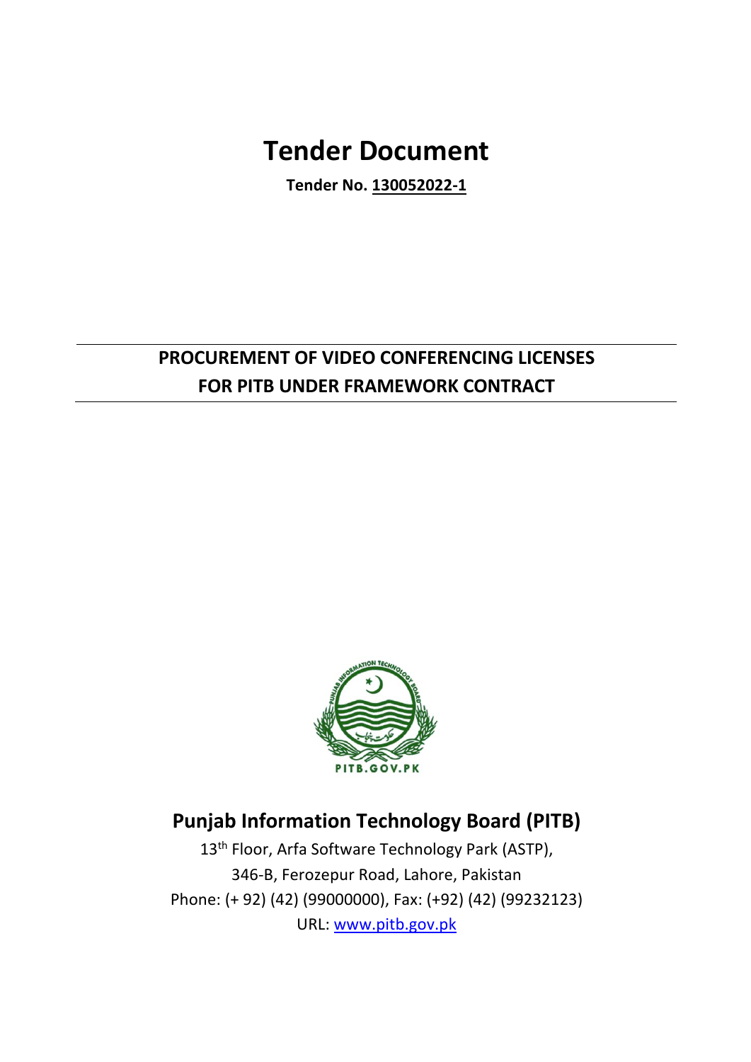# Tender Document

**Tender No. 130052022-1**

---

**PROCUREMENT OF VIDEO CONFERENCING LICENSES FOR PITB UNDER FRAMEWORK CONTRACT**

---

## Punjab Information Technology Board (PITB)

13th Floor, Arfa Software Technology Park (ASTP),

346-B, Ferozepur Road, Lahore, Pakistan

Phone: (+ 92) (42) (99000000), Fax: (+92) (42) (99232123)

URL: www.pitb.gov.pk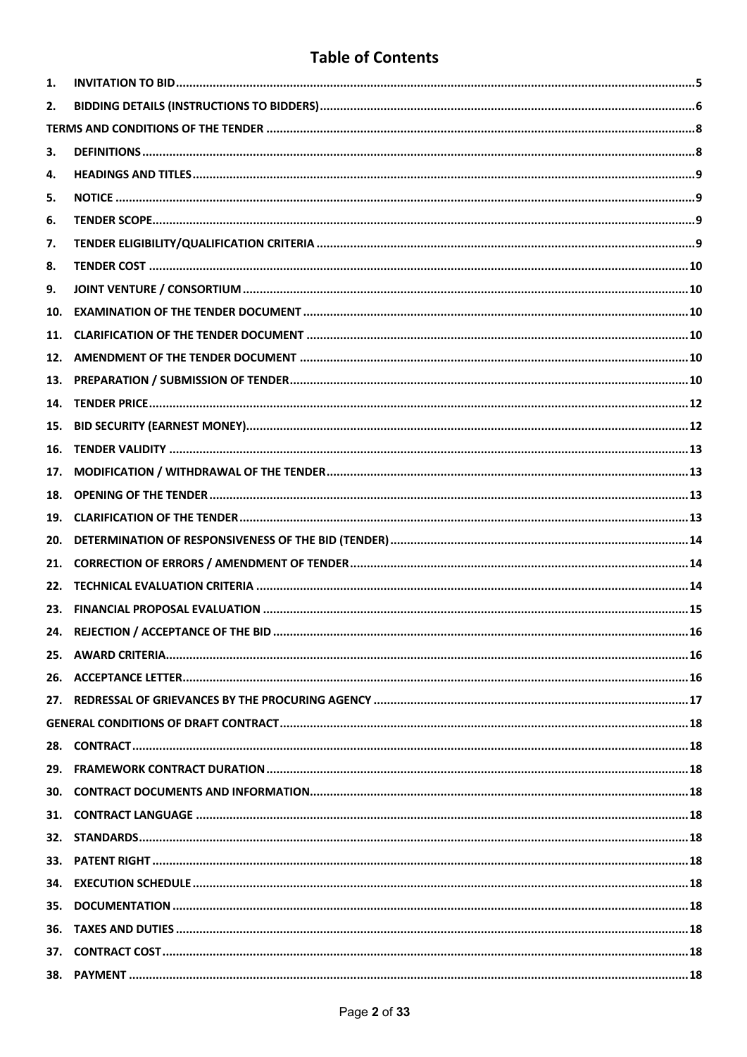# Table of Contents

| | | |
|---|---|---|
| 1. | INVITATION TO BID | 5 |
| 2. | BIDDING DETAILS (INSTRUCTIONS TO BIDDERS) | 6 |
| TERMS AND CONDITIONS OF THE TENDER | | 8 |
| 3. | DEFINITIONS | 8 |
| 4. | HEADINGS AND TITLES | 9 |
| 5. | NOTICE | 9 |
| 6. | TENDER SCOPE | 9 |
| 7. | TENDER ELIGIBILITY/QUALIFICATION CRITERIA | 9 |
| 8. | TENDER COST | 10 |
| 9. | JOINT VENTURE / CONSORTIUM | 10 |
| 10. | EXAMINATION OF THE TENDER DOCUMENT | 10 |
| 11. | CLARIFICATION OF THE TENDER DOCUMENT | 10 |
| 12. | AMENDMENT OF THE TENDER DOCUMENT | 10 |
| 13. | PREPARATION / SUBMISSION OF TENDER | 10 |
| 14. | TENDER PRICE | 12 |
| 15. | BID SECURITY (EARNEST MONEY) | 12 |
| 16. | TENDER VALIDITY | 13 |
| 17. | MODIFICATION / WITHDRAWAL OF THE TENDER | 13 |
| 18. | OPENING OF THE TENDER | 13 |
| 19. | CLARIFICATION OF THE TENDER | 13 |
| 20. | DETERMINATION OF RESPONSIVENESS OF THE BID (TENDER) | 14 |
| 21. | CORRECTION OF ERRORS / AMENDMENT OF TENDER | 14 |
| 22. | TECHNICAL EVALUATION CRITERIA | 14 |
| 23. | FINANCIAL PROPOSAL EVALUATION | 15 |
| 24. | REJECTION / ACCEPTANCE OF THE BID | 16 |
| 25. | AWARD CRITERIA | 16 |
| 26. | ACCEPTANCE LETTER | 16 |
| 27. | REDRESSAL OF GRIEVANCES BY THE PROCURING AGENCY | 17 |
| GENERAL CONDITIONS OF DRAFT CONTRACT | | 18 |
| 28. | CONTRACT | 18 |
| 29. | FRAMEWORK CONTRACT DURATION | 18 |
| 30. | CONTRACT DOCUMENTS AND INFORMATION | 18 |
| 31. | CONTRACT LANGUAGE | 18 |
| 32. | STANDARDS | 18 |
| 33. | PATENT RIGHT | 18 |
| 34. | EXECUTION SCHEDULE | 18 |
| 35. | DOCUMENTATION | 18 |
| 36. | TAXES AND DUTIES | 18 |
| 37. | CONTRACT COST | 18 |
| 38. | PAYMENT | 18 |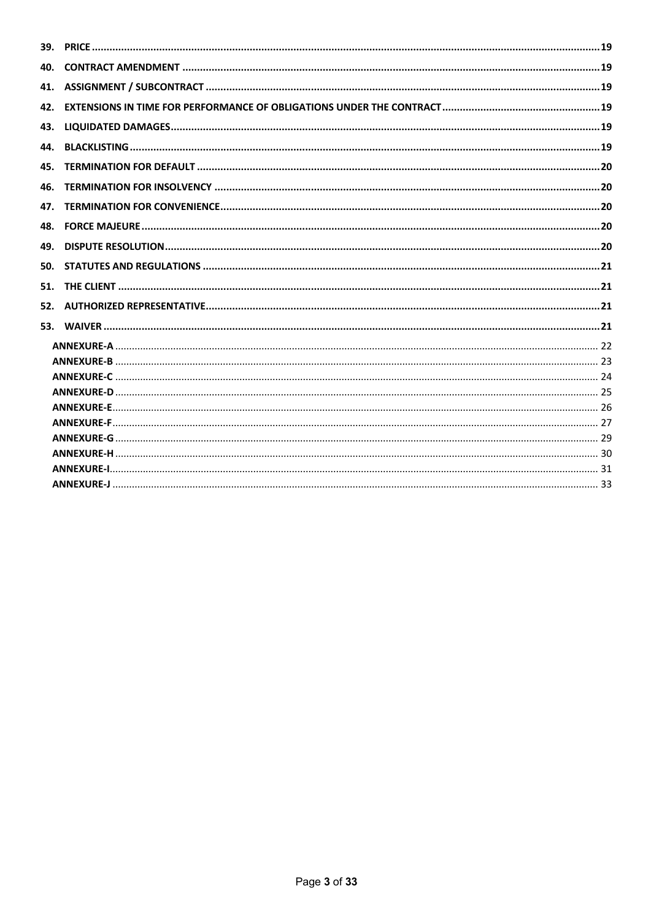39. **PRICE** .......... 19

40. **CONTRACT AMENDMENT** .......... 19

41. **ASSIGNMENT / SUBCONTRACT** .......... 19

42. **EXTENSIONS IN TIME FOR PERFORMANCE OF OBLIGATIONS UNDER THE CONTRACT** .......... 19

43. **LIQUIDATED DAMAGES** .......... 19

44. **BLACKLISTING** .......... 19

45. **TERMINATION FOR DEFAULT** .......... 20

46. **TERMINATION FOR INSOLVENCY** .......... 20

47. **TERMINATION FOR CONVENIENCE** .......... 20

48. **FORCE MAJEURE** .......... 20

49. **DISPUTE RESOLUTION** .......... 20

50. **STATUTES AND REGULATIONS** .......... 21

51. **THE CLIENT** .......... 21

52. **AUTHORIZED REPRESENTATIVE** .......... 21

53. **WAIVER** .......... 21

- **ANNEXURE-A** .......... 22
- **ANNEXURE-B** .......... 23
- **ANNEXURE-C** .......... 24
- **ANNEXURE-D** .......... 25
- **ANNEXURE-E** .......... 26
- **ANNEXURE-F** .......... 27
- **ANNEXURE-G** .......... 29
- **ANNEXURE-H** .......... 30
- **ANNEXURE-I** .......... 31
- **ANNEXURE-J** .......... 33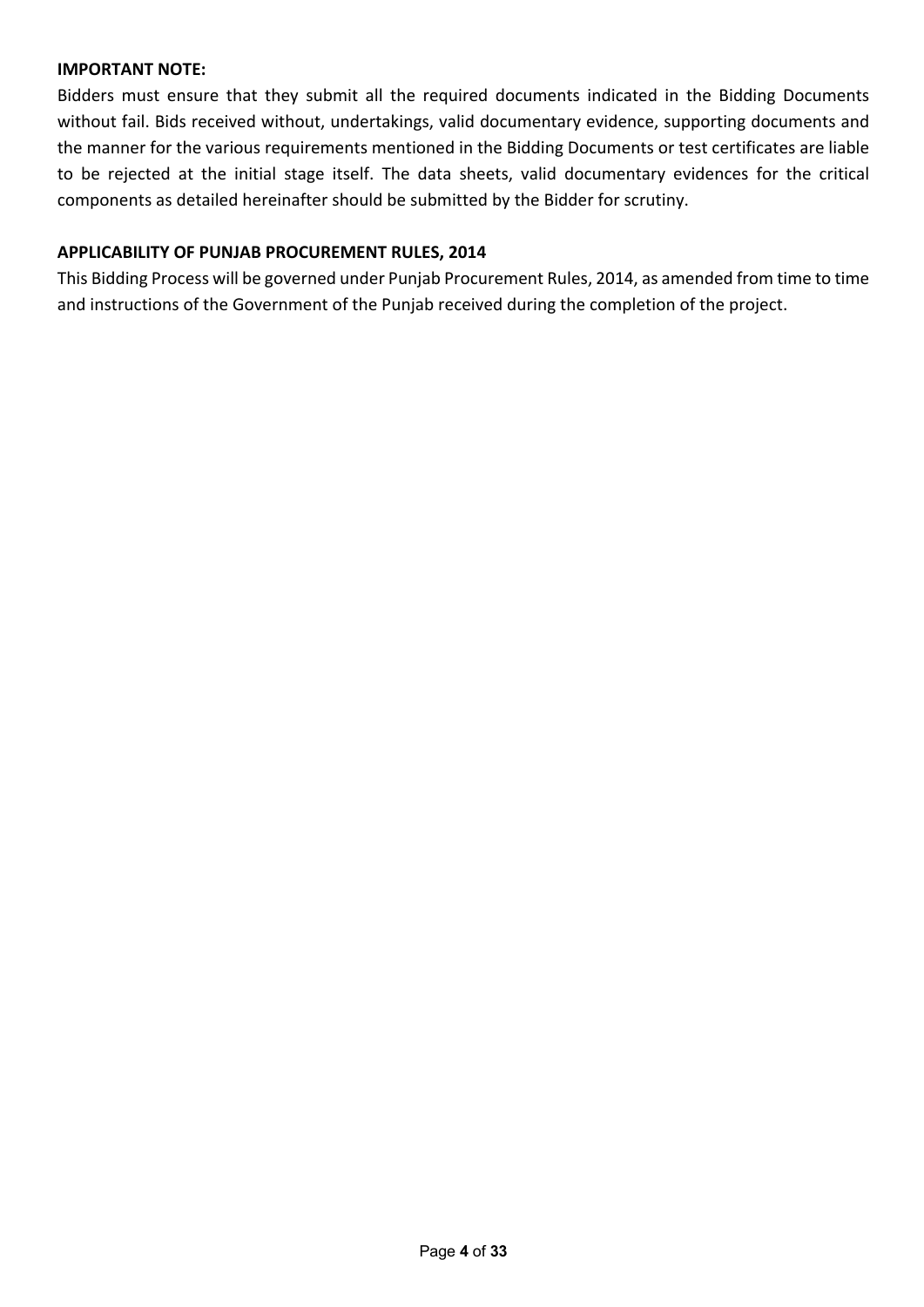**IMPORTANT NOTE:**

Bidders must ensure that they submit all the required documents indicated in the Bidding Documents without fail. Bids received without, undertakings, valid documentary evidence, supporting documents and the manner for the various requirements mentioned in the Bidding Documents or test certificates are liable to be rejected at the initial stage itself. The data sheets, valid documentary evidences for the critical components as detailed hereinafter should be submitted by the Bidder for scrutiny.

**APPLICABILITY OF PUNJAB PROCUREMENT RULES, 2014**

This Bidding Process will be governed under Punjab Procurement Rules, 2014, as amended from time to time and instructions of the Government of the Punjab received during the completion of the project.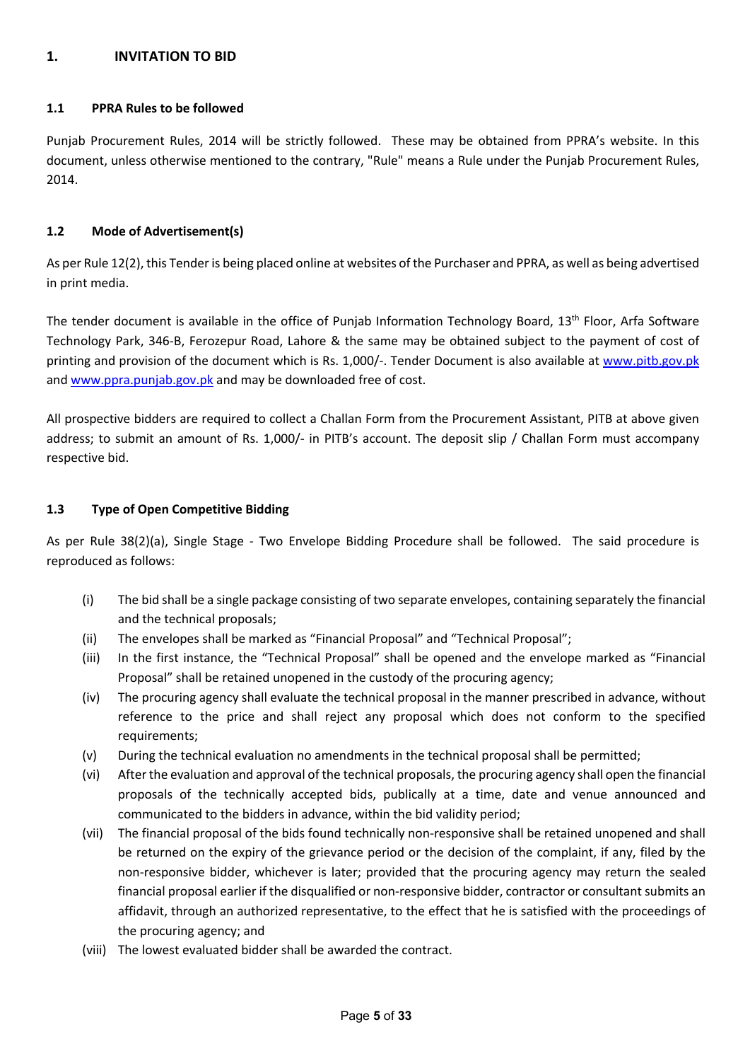## 1. INVITATION TO BID

### 1.1 PPRA Rules to be followed

Punjab Procurement Rules, 2014 will be strictly followed. These may be obtained from PPRA's website. In this document, unless otherwise mentioned to the contrary, "Rule" means a Rule under the Punjab Procurement Rules, 2014.

### 1.2 Mode of Advertisement(s)

As per Rule 12(2), this Tender is being placed online at websites of the Purchaser and PPRA, as well as being advertised in print media.

The tender document is available in the office of Punjab Information Technology Board, 13th Floor, Arfa Software Technology Park, 346-B, Ferozepur Road, Lahore & the same may be obtained subject to the payment of cost of printing and provision of the document which is Rs. 1,000/-. Tender Document is also available at www.pitb.gov.pk and www.ppra.punjab.gov.pk and may be downloaded free of cost.

All prospective bidders are required to collect a Challan Form from the Procurement Assistant, PITB at above given address; to submit an amount of Rs. 1,000/- in PITB's account. The deposit slip / Challan Form must accompany respective bid.

### 1.3 Type of Open Competitive Bidding

As per Rule 38(2)(a), Single Stage - Two Envelope Bidding Procedure shall be followed. The said procedure is reproduced as follows:

- (i) The bid shall be a single package consisting of two separate envelopes, containing separately the financial and the technical proposals;
- (ii) The envelopes shall be marked as "Financial Proposal" and "Technical Proposal";
- (iii) In the first instance, the "Technical Proposal" shall be opened and the envelope marked as "Financial Proposal" shall be retained unopened in the custody of the procuring agency;
- (iv) The procuring agency shall evaluate the technical proposal in the manner prescribed in advance, without reference to the price and shall reject any proposal which does not conform to the specified requirements;
- (v) During the technical evaluation no amendments in the technical proposal shall be permitted;
- (vi) After the evaluation and approval of the technical proposals, the procuring agency shall open the financial proposals of the technically accepted bids, publically at a time, date and venue announced and communicated to the bidders in advance, within the bid validity period;
- (vii) The financial proposal of the bids found technically non-responsive shall be retained unopened and shall be returned on the expiry of the grievance period or the decision of the complaint, if any, filed by the non-responsive bidder, whichever is later; provided that the procuring agency may return the sealed financial proposal earlier if the disqualified or non-responsive bidder, contractor or consultant submits an affidavit, through an authorized representative, to the effect that he is satisfied with the proceedings of the procuring agency; and
- (viii) The lowest evaluated bidder shall be awarded the contract.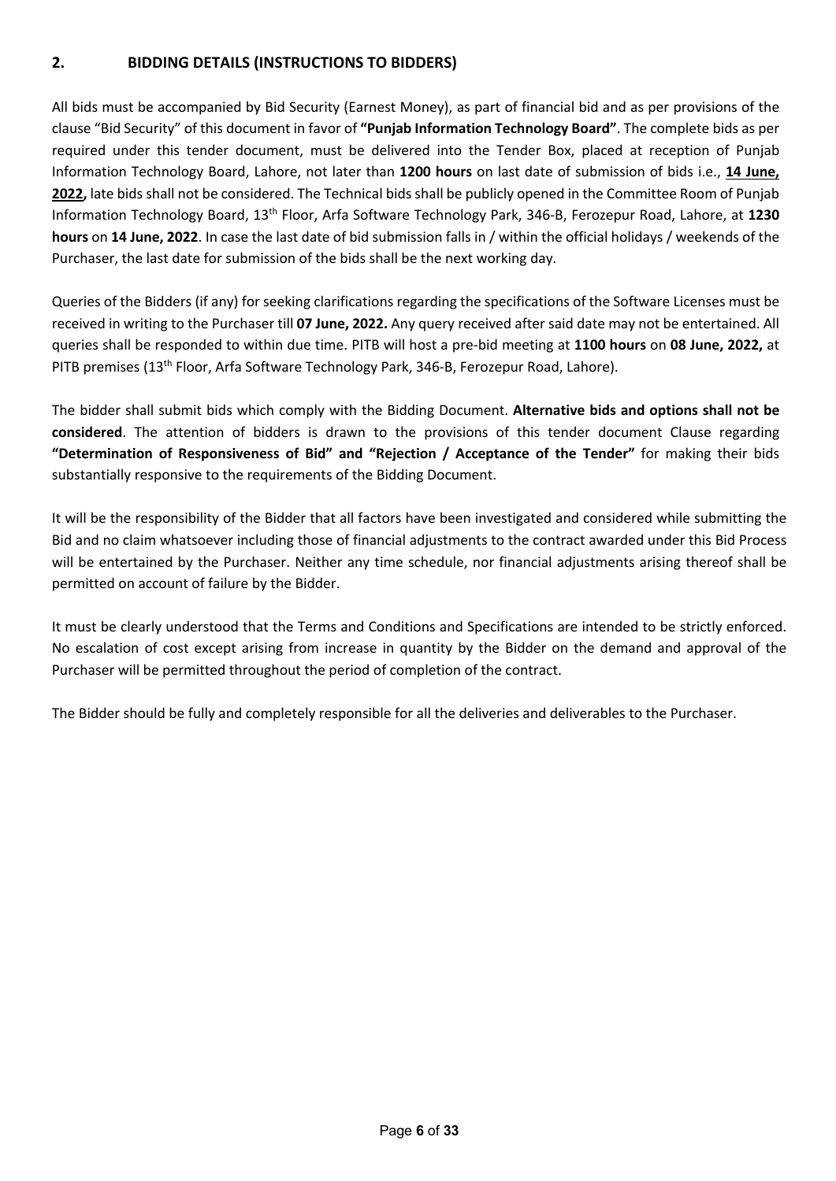## 2. BIDDING DETAILS (INSTRUCTIONS TO BIDDERS)

All bids must be accompanied by Bid Security (Earnest Money), as part of financial bid and as per provisions of the clause "Bid Security" of this document in favor of **"Punjab Information Technology Board"**. The complete bids as per required under this tender document, must be delivered into the Tender Box, placed at reception of Punjab Information Technology Board, Lahore, not later than **1200 hours** on last date of submission of bids i.e., **14 June, 2022,** late bids shall not be considered. The Technical bids shall be publicly opened in the Committee Room of Punjab Information Technology Board, 13th Floor, Arfa Software Technology Park, 346-B, Ferozepur Road, Lahore, at **1230 hours** on **14 June, 2022**. In case the last date of bid submission falls in / within the official holidays / weekends of the Purchaser, the last date for submission of the bids shall be the next working day.

Queries of the Bidders (if any) for seeking clarifications regarding the specifications of the Software Licenses must be received in writing to the Purchaser till **07 June, 2022.** Any query received after said date may not be entertained. All queries shall be responded to within due time. PITB will host a pre-bid meeting at **1100 hours** on **08 June, 2022,** at PITB premises (13th Floor, Arfa Software Technology Park, 346-B, Ferozepur Road, Lahore).

The bidder shall submit bids which comply with the Bidding Document. **Alternative bids and options shall not be considered**. The attention of bidders is drawn to the provisions of this tender document Clause regarding **"Determination of Responsiveness of Bid" and "Rejection / Acceptance of the Tender"** for making their bids substantially responsive to the requirements of the Bidding Document.

It will be the responsibility of the Bidder that all factors have been investigated and considered while submitting the Bid and no claim whatsoever including those of financial adjustments to the contract awarded under this Bid Process will be entertained by the Purchaser. Neither any time schedule, nor financial adjustments arising thereof shall be permitted on account of failure by the Bidder.

It must be clearly understood that the Terms and Conditions and Specifications are intended to be strictly enforced. No escalation of cost except arising from increase in quantity by the Bidder on the demand and approval of the Purchaser will be permitted throughout the period of completion of the contract.

The Bidder should be fully and completely responsible for all the deliveries and deliverables to the Purchaser.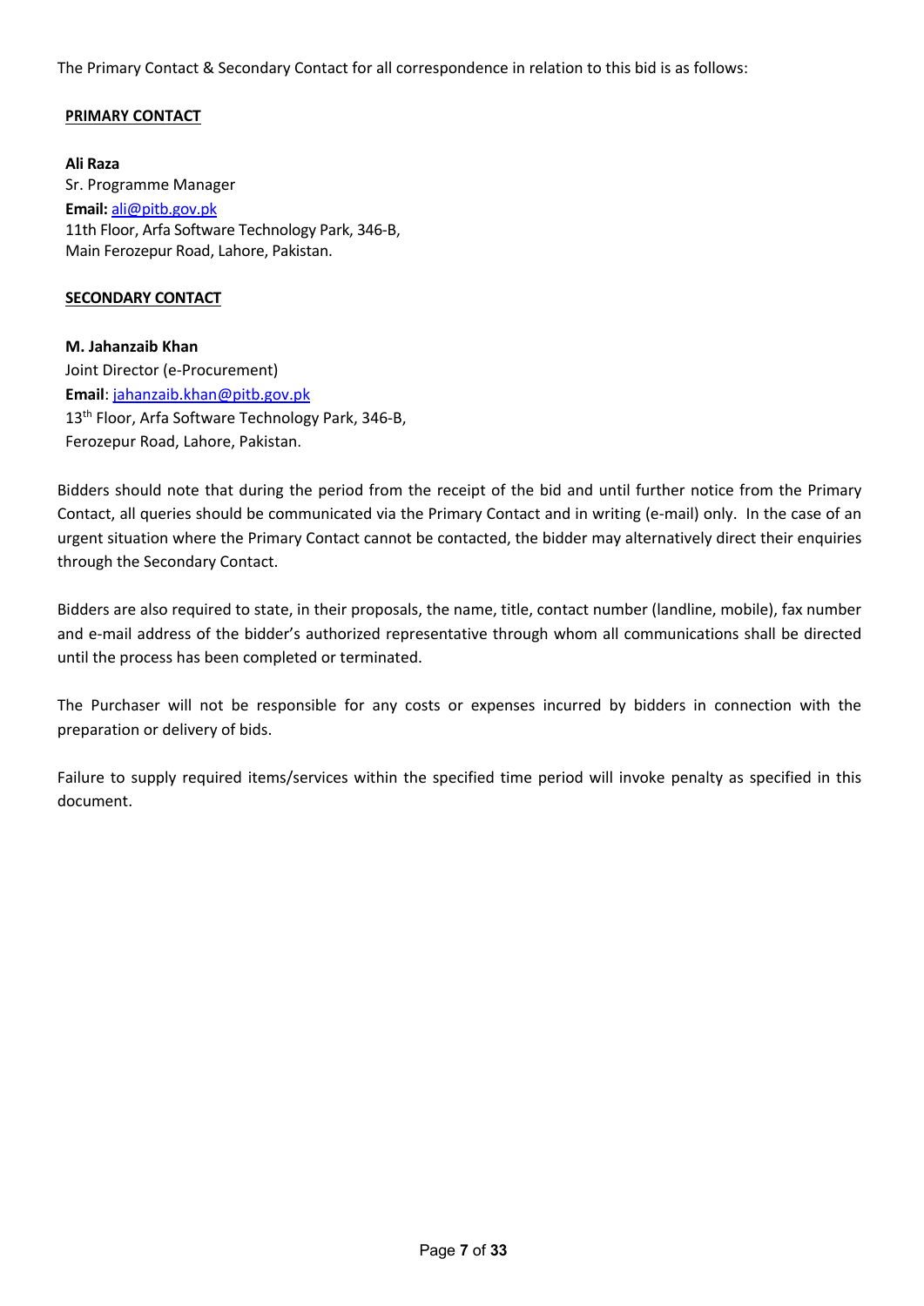The Primary Contact & Secondary Contact for all correspondence in relation to this bid is as follows:

**PRIMARY CONTACT**

**Ali Raza**
Sr. Programme Manager
**Email:** ali@pitb.gov.pk
11th Floor, Arfa Software Technology Park, 346-B,
Main Ferozepur Road, Lahore, Pakistan.

**SECONDARY CONTACT**

**M. Jahanzaib Khan**
Joint Director (e-Procurement)
**Email**: jahanzaib.khan@pitb.gov.pk
13th Floor, Arfa Software Technology Park, 346-B,
Ferozepur Road, Lahore, Pakistan.

Bidders should note that during the period from the receipt of the bid and until further notice from the Primary Contact, all queries should be communicated via the Primary Contact and in writing (e-mail) only. In the case of an urgent situation where the Primary Contact cannot be contacted, the bidder may alternatively direct their enquiries through the Secondary Contact.

Bidders are also required to state, in their proposals, the name, title, contact number (landline, mobile), fax number and e-mail address of the bidder's authorized representative through whom all communications shall be directed until the process has been completed or terminated.

The Purchaser will not be responsible for any costs or expenses incurred by bidders in connection with the preparation or delivery of bids.

Failure to supply required items/services within the specified time period will invoke penalty as specified in this document.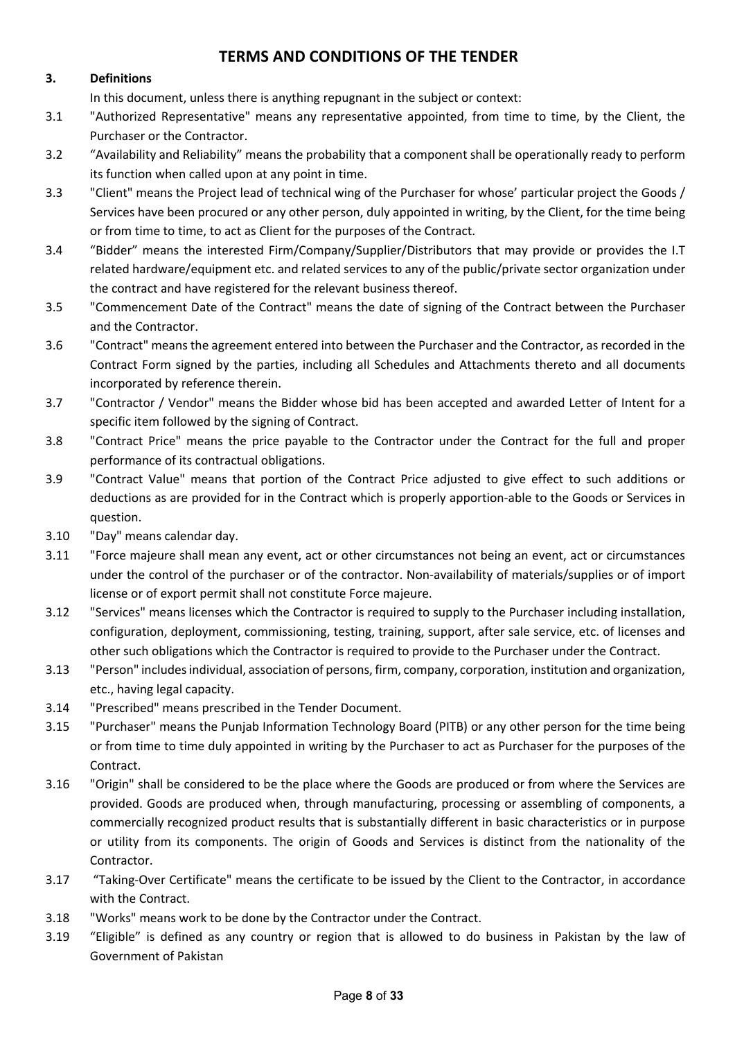## TERMS AND CONDITIONS OF THE TENDER

**3. Definitions**

In this document, unless there is anything repugnant in the subject or context:

3.1 "Authorized Representative" means any representative appointed, from time to time, by the Client, the Purchaser or the Contractor.

3.2 "Availability and Reliability" means the probability that a component shall be operationally ready to perform its function when called upon at any point in time.

3.3 "Client" means the Project lead of technical wing of the Purchaser for whose' particular project the Goods / Services have been procured or any other person, duly appointed in writing, by the Client, for the time being or from time to time, to act as Client for the purposes of the Contract.

3.4 "Bidder" means the interested Firm/Company/Supplier/Distributors that may provide or provides the I.T related hardware/equipment etc. and related services to any of the public/private sector organization under the contract and have registered for the relevant business thereof.

3.5 "Commencement Date of the Contract" means the date of signing of the Contract between the Purchaser and the Contractor.

3.6 "Contract" means the agreement entered into between the Purchaser and the Contractor, as recorded in the Contract Form signed by the parties, including all Schedules and Attachments thereto and all documents incorporated by reference therein.

3.7 "Contractor / Vendor" means the Bidder whose bid has been accepted and awarded Letter of Intent for a specific item followed by the signing of Contract.

3.8 "Contract Price" means the price payable to the Contractor under the Contract for the full and proper performance of its contractual obligations.

3.9 "Contract Value" means that portion of the Contract Price adjusted to give effect to such additions or deductions as are provided for in the Contract which is properly apportion-able to the Goods or Services in question.

3.10 "Day" means calendar day.

3.11 "Force majeure shall mean any event, act or other circumstances not being an event, act or circumstances under the control of the purchaser or of the contractor. Non-availability of materials/supplies or of import license or of export permit shall not constitute Force majeure.

3.12 "Services" means licenses which the Contractor is required to supply to the Purchaser including installation, configuration, deployment, commissioning, testing, training, support, after sale service, etc. of licenses and other such obligations which the Contractor is required to provide to the Purchaser under the Contract.

3.13 "Person" includes individual, association of persons, firm, company, corporation, institution and organization, etc., having legal capacity.

3.14 "Prescribed" means prescribed in the Tender Document.

3.15 "Purchaser" means the Punjab Information Technology Board (PITB) or any other person for the time being or from time to time duly appointed in writing by the Purchaser to act as Purchaser for the purposes of the Contract.

3.16 "Origin" shall be considered to be the place where the Goods are produced or from where the Services are provided. Goods are produced when, through manufacturing, processing or assembling of components, a commercially recognized product results that is substantially different in basic characteristics or in purpose or utility from its components. The origin of Goods and Services is distinct from the nationality of the Contractor.

3.17 "Taking-Over Certificate" means the certificate to be issued by the Client to the Contractor, in accordance with the Contract.

3.18 "Works" means work to be done by the Contractor under the Contract.

3.19 "Eligible" is defined as any country or region that is allowed to do business in Pakistan by the law of Government of Pakistan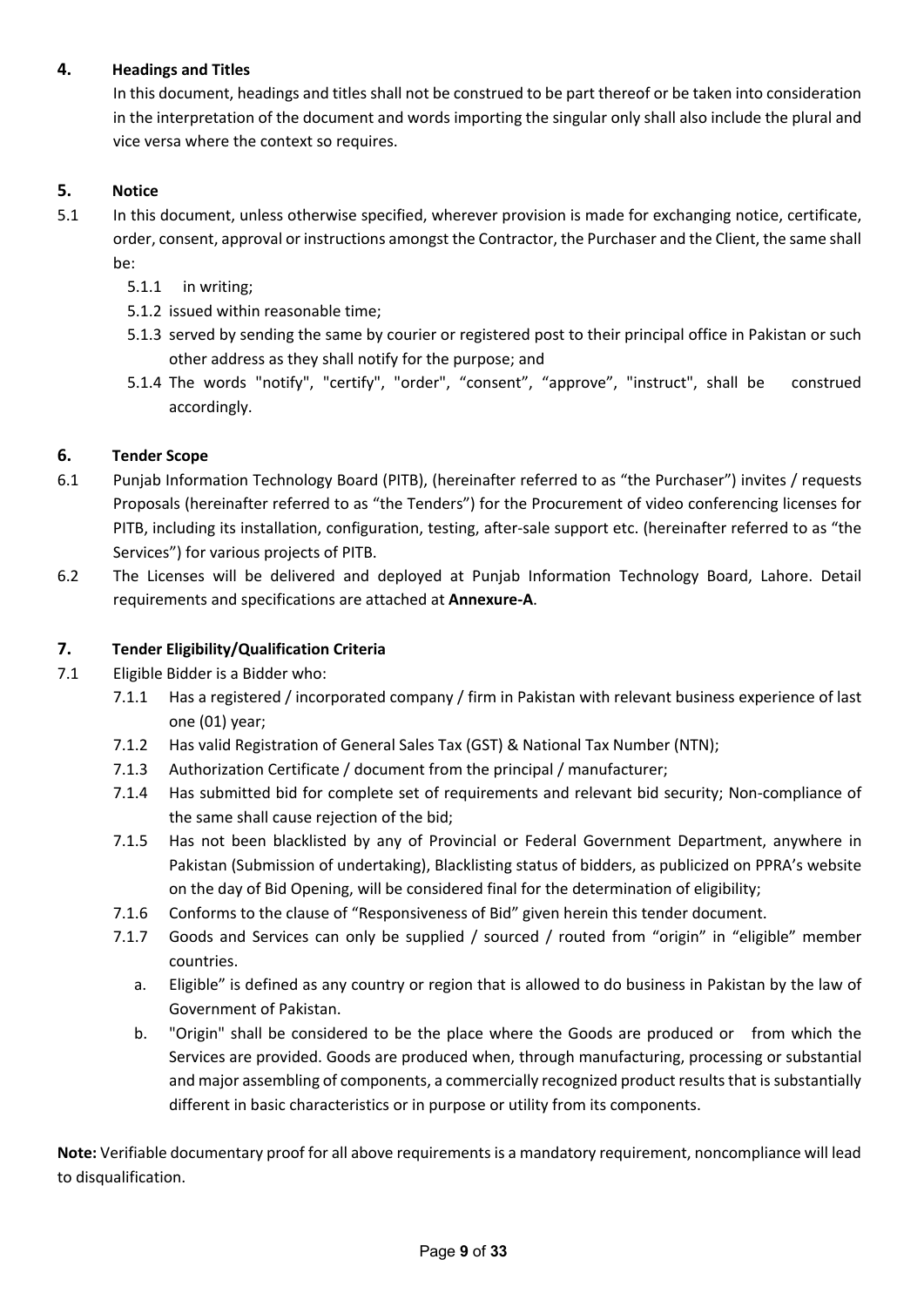## 4. Headings and Titles

In this document, headings and titles shall not be construed to be part thereof or be taken into consideration in the interpretation of the document and words importing the singular only shall also include the plural and vice versa where the context so requires.

## 5. Notice

5.1 In this document, unless otherwise specified, wherever provision is made for exchanging notice, certificate, order, consent, approval or instructions amongst the Contractor, the Purchaser and the Client, the same shall be:

- 5.1.1 in writing;
- 5.1.2 issued within reasonable time;
- 5.1.3 served by sending the same by courier or registered post to their principal office in Pakistan or such other address as they shall notify for the purpose; and
- 5.1.4 The words "notify", "certify", "order", "consent", "approve", "instruct", shall be construed accordingly.

## 6. Tender Scope

6.1 Punjab Information Technology Board (PITB), (hereinafter referred to as "the Purchaser") invites / requests Proposals (hereinafter referred to as "the Tenders") for the Procurement of video conferencing licenses for PITB, including its installation, configuration, testing, after-sale support etc. (hereinafter referred to as "the Services") for various projects of PITB.

6.2 The Licenses will be delivered and deployed at Punjab Information Technology Board, Lahore. Detail requirements and specifications are attached at **Annexure-A**.

## 7. Tender Eligibility/Qualification Criteria

7.1 Eligible Bidder is a Bidder who:

- 7.1.1 Has a registered / incorporated company / firm in Pakistan with relevant business experience of last one (01) year;
- 7.1.2 Has valid Registration of General Sales Tax (GST) & National Tax Number (NTN);
- 7.1.3 Authorization Certificate / document from the principal / manufacturer;
- 7.1.4 Has submitted bid for complete set of requirements and relevant bid security; Non-compliance of the same shall cause rejection of the bid;
- 7.1.5 Has not been blacklisted by any of Provincial or Federal Government Department, anywhere in Pakistan (Submission of undertaking), Blacklisting status of bidders, as publicized on PPRA's website on the day of Bid Opening, will be considered final for the determination of eligibility;
- 7.1.6 Conforms to the clause of "Responsiveness of Bid" given herein this tender document.
- 7.1.7 Goods and Services can only be supplied / sourced / routed from "origin" in "eligible" member countries.
  - a. Eligible" is defined as any country or region that is allowed to do business in Pakistan by the law of Government of Pakistan.
  - b. "Origin" shall be considered to be the place where the Goods are produced or from which the Services are provided. Goods are produced when, through manufacturing, processing or substantial and major assembling of components, a commercially recognized product results that is substantially different in basic characteristics or in purpose or utility from its components.

**Note:** Verifiable documentary proof for all above requirements is a mandatory requirement, noncompliance will lead to disqualification.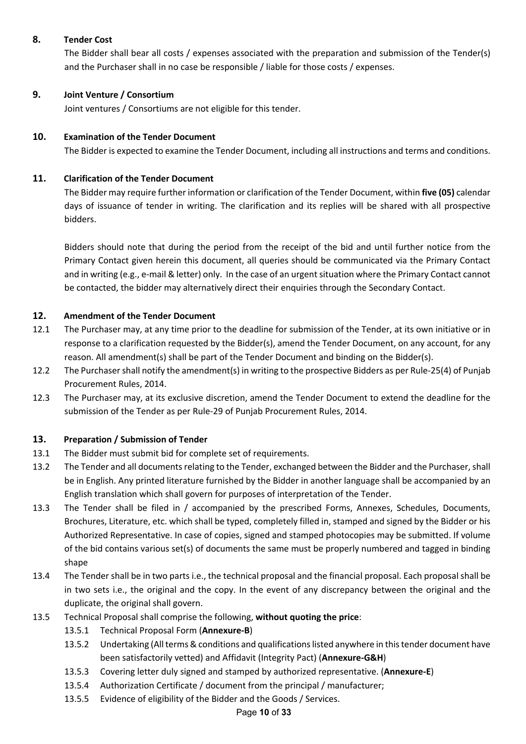## 8. Tender Cost

The Bidder shall bear all costs / expenses associated with the preparation and submission of the Tender(s) and the Purchaser shall in no case be responsible / liable for those costs / expenses.

## 9. Joint Venture / Consortium

Joint ventures / Consortiums are not eligible for this tender.

## 10. Examination of the Tender Document

The Bidder is expected to examine the Tender Document, including all instructions and terms and conditions.

## 11. Clarification of the Tender Document

The Bidder may require further information or clarification of the Tender Document, within **five (05)** calendar days of issuance of tender in writing. The clarification and its replies will be shared with all prospective bidders.

Bidders should note that during the period from the receipt of the bid and until further notice from the Primary Contact given herein this document, all queries should be communicated via the Primary Contact and in writing (e.g., e-mail & letter) only. In the case of an urgent situation where the Primary Contact cannot be contacted, the bidder may alternatively direct their enquiries through the Secondary Contact.

## 12. Amendment of the Tender Document

12.1 The Purchaser may, at any time prior to the deadline for submission of the Tender, at its own initiative or in response to a clarification requested by the Bidder(s), amend the Tender Document, on any account, for any reason. All amendment(s) shall be part of the Tender Document and binding on the Bidder(s).

12.2 The Purchaser shall notify the amendment(s) in writing to the prospective Bidders as per Rule-25(4) of Punjab Procurement Rules, 2014.

12.3 The Purchaser may, at its exclusive discretion, amend the Tender Document to extend the deadline for the submission of the Tender as per Rule-29 of Punjab Procurement Rules, 2014.

## 13. Preparation / Submission of Tender

13.1 The Bidder must submit bid for complete set of requirements.

13.2 The Tender and all documents relating to the Tender, exchanged between the Bidder and the Purchaser, shall be in English. Any printed literature furnished by the Bidder in another language shall be accompanied by an English translation which shall govern for purposes of interpretation of the Tender.

13.3 The Tender shall be filed in / accompanied by the prescribed Forms, Annexes, Schedules, Documents, Brochures, Literature, etc. which shall be typed, completely filled in, stamped and signed by the Bidder or his Authorized Representative. In case of copies, signed and stamped photocopies may be submitted. If volume of the bid contains various set(s) of documents the same must be properly numbered and tagged in binding shape

13.4 The Tender shall be in two parts i.e., the technical proposal and the financial proposal. Each proposal shall be in two sets i.e., the original and the copy. In the event of any discrepancy between the original and the duplicate, the original shall govern.

13.5 Technical Proposal shall comprise the following, **without quoting the price**:

- 13.5.1 Technical Proposal Form (**Annexure-B**)
- 13.5.2 Undertaking (All terms & conditions and qualifications listed anywhere in this tender document have been satisfactorily vetted) and Affidavit (Integrity Pact) (**Annexure-G&H**)
- 13.5.3 Covering letter duly signed and stamped by authorized representative. (**Annexure-E**)
- 13.5.4 Authorization Certificate / document from the principal / manufacturer;
- 13.5.5 Evidence of eligibility of the Bidder and the Goods / Services.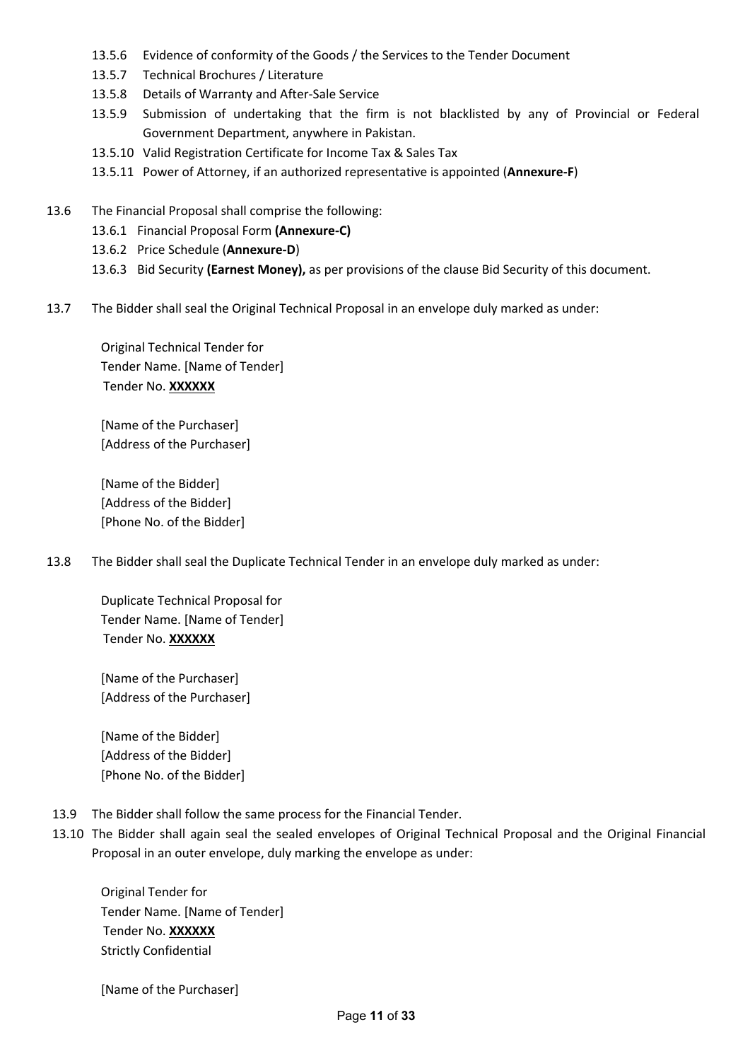13.5.6 Evidence of conformity of the Goods / the Services to the Tender Document

13.5.7 Technical Brochures / Literature

13.5.8 Details of Warranty and After-Sale Service

13.5.9 Submission of undertaking that the firm is not blacklisted by any of Provincial or Federal Government Department, anywhere in Pakistan.

13.5.10 Valid Registration Certificate for Income Tax & Sales Tax

13.5.11 Power of Attorney, if an authorized representative is appointed (**Annexure-F**)

13.6 The Financial Proposal shall comprise the following:

13.6.1 Financial Proposal Form **(Annexure-C)**

13.6.2 Price Schedule (**Annexure-D**)

13.6.3 Bid Security **(Earnest Money),** as per provisions of the clause Bid Security of this document.

13.7 The Bidder shall seal the Original Technical Proposal in an envelope duly marked as under:

Original Technical Tender for
Tender Name. [Name of Tender]
Tender No. **XXXXXX**

[Name of the Purchaser]
[Address of the Purchaser]

[Name of the Bidder]
[Address of the Bidder]
[Phone No. of the Bidder]

13.8 The Bidder shall seal the Duplicate Technical Tender in an envelope duly marked as under:

Duplicate Technical Proposal for
Tender Name. [Name of Tender]
Tender No. **XXXXXX**

[Name of the Purchaser]
[Address of the Purchaser]

[Name of the Bidder]
[Address of the Bidder]
[Phone No. of the Bidder]

13.9 The Bidder shall follow the same process for the Financial Tender.

13.10 The Bidder shall again seal the sealed envelopes of Original Technical Proposal and the Original Financial Proposal in an outer envelope, duly marking the envelope as under:

Original Tender for
Tender Name. [Name of Tender]
Tender No. **XXXXXX**
Strictly Confidential

[Name of the Purchaser]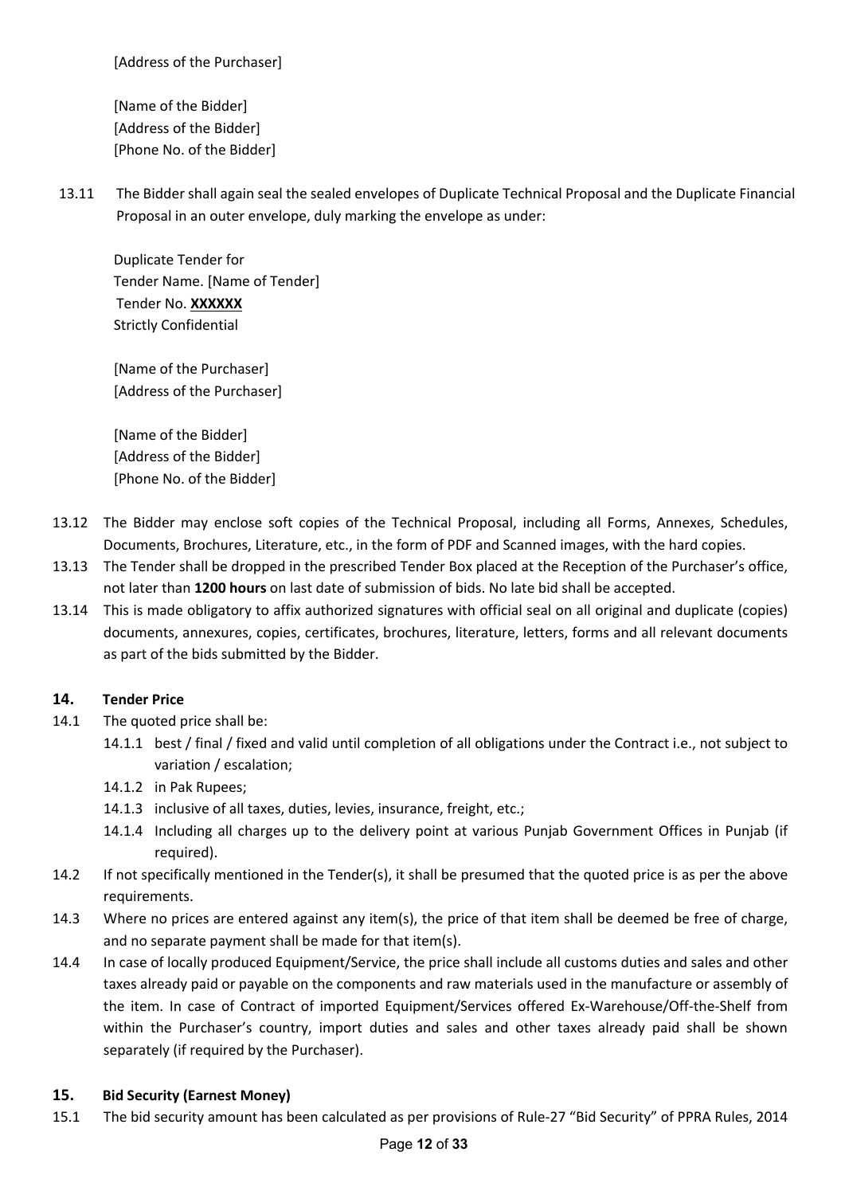[Address of the Purchaser]

[Name of the Bidder]
[Address of the Bidder]
[Phone No. of the Bidder]

13.11 The Bidder shall again seal the sealed envelopes of Duplicate Technical Proposal and the Duplicate Financial Proposal in an outer envelope, duly marking the envelope as under:

Duplicate Tender for
Tender Name. [Name of Tender]
Tender No. **XXXXXX**
Strictly Confidential

[Name of the Purchaser]
[Address of the Purchaser]

[Name of the Bidder]
[Address of the Bidder]
[Phone No. of the Bidder]

13.12 The Bidder may enclose soft copies of the Technical Proposal, including all Forms, Annexes, Schedules, Documents, Brochures, Literature, etc., in the form of PDF and Scanned images, with the hard copies.

13.13 The Tender shall be dropped in the prescribed Tender Box placed at the Reception of the Purchaser's office, not later than **1200 hours** on last date of submission of bids. No late bid shall be accepted.

13.14 This is made obligatory to affix authorized signatures with official seal on all original and duplicate (copies) documents, annexures, copies, certificates, brochures, literature, letters, forms and all relevant documents as part of the bids submitted by the Bidder.

## 14. Tender Price

14.1 The quoted price shall be:

- 14.1.1 best / final / fixed and valid until completion of all obligations under the Contract i.e., not subject to variation / escalation;
- 14.1.2 in Pak Rupees;
- 14.1.3 inclusive of all taxes, duties, levies, insurance, freight, etc.;
- 14.1.4 Including all charges up to the delivery point at various Punjab Government Offices in Punjab (if required).

14.2 If not specifically mentioned in the Tender(s), it shall be presumed that the quoted price is as per the above requirements.

14.3 Where no prices are entered against any item(s), the price of that item shall be deemed be free of charge, and no separate payment shall be made for that item(s).

14.4 In case of locally produced Equipment/Service, the price shall include all customs duties and sales and other taxes already paid or payable on the components and raw materials used in the manufacture or assembly of the item. In case of Contract of imported Equipment/Services offered Ex-Warehouse/Off-the-Shelf from within the Purchaser's country, import duties and sales and other taxes already paid shall be shown separately (if required by the Purchaser).

## 15. Bid Security (Earnest Money)

15.1 The bid security amount has been calculated as per provisions of Rule-27 "Bid Security" of PPRA Rules, 2014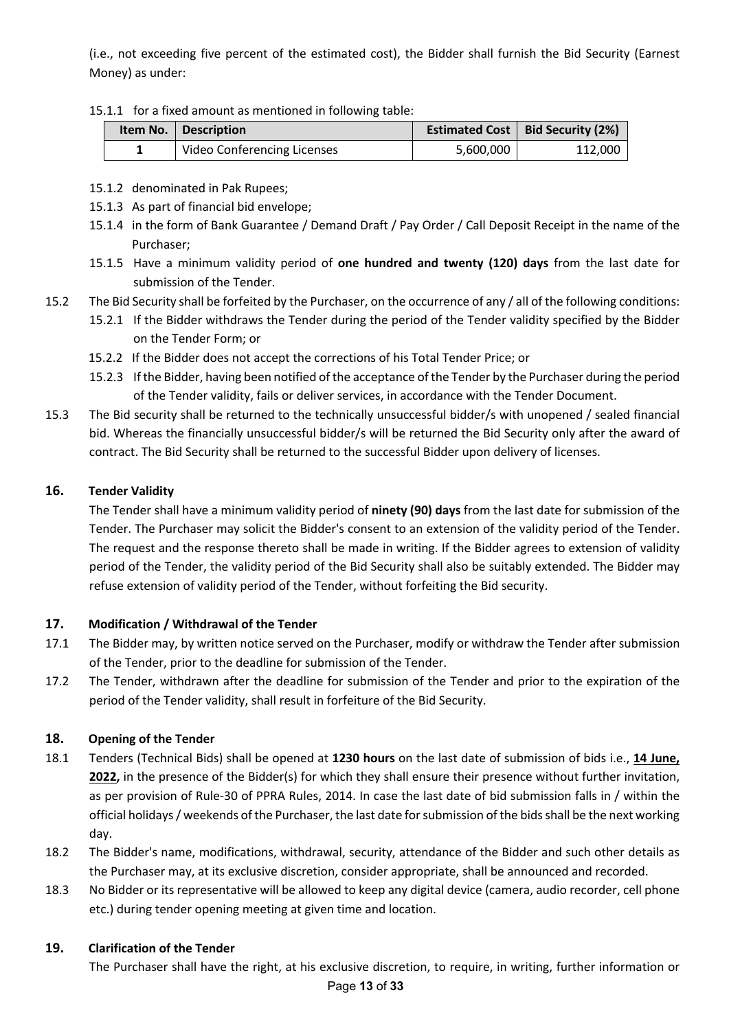(i.e., not exceeding five percent of the estimated cost), the Bidder shall furnish the Bid Security (Earnest Money) as under:

15.1.1 for a fixed amount as mentioned in following table:

| Item No. | Description | Estimated Cost | Bid Security (2%) |
|---|---|---|---|
| 1 | Video Conferencing Licenses | 5,600,000 | 112,000 |

15.1.2 denominated in Pak Rupees;

15.1.3 As part of financial bid envelope;

15.1.4 in the form of Bank Guarantee / Demand Draft / Pay Order / Call Deposit Receipt in the name of the Purchaser;

15.1.5 Have a minimum validity period of **one hundred and twenty (120) days** from the last date for submission of the Tender.

15.2 The Bid Security shall be forfeited by the Purchaser, on the occurrence of any / all of the following conditions:

15.2.1 If the Bidder withdraws the Tender during the period of the Tender validity specified by the Bidder on the Tender Form; or

15.2.2 If the Bidder does not accept the corrections of his Total Tender Price; or

15.2.3 If the Bidder, having been notified of the acceptance of the Tender by the Purchaser during the period of the Tender validity, fails or deliver services, in accordance with the Tender Document.

15.3 The Bid security shall be returned to the technically unsuccessful bidder/s with unopened / sealed financial bid. Whereas the financially unsuccessful bidder/s will be returned the Bid Security only after the award of contract. The Bid Security shall be returned to the successful Bidder upon delivery of licenses.

## 16. Tender Validity

The Tender shall have a minimum validity period of **ninety (90) days** from the last date for submission of the Tender. The Purchaser may solicit the Bidder's consent to an extension of the validity period of the Tender. The request and the response thereto shall be made in writing. If the Bidder agrees to extension of validity period of the Tender, the validity period of the Bid Security shall also be suitably extended. The Bidder may refuse extension of validity period of the Tender, without forfeiting the Bid security.

## 17. Modification / Withdrawal of the Tender

17.1 The Bidder may, by written notice served on the Purchaser, modify or withdraw the Tender after submission of the Tender, prior to the deadline for submission of the Tender.

17.2 The Tender, withdrawn after the deadline for submission of the Tender and prior to the expiration of the period of the Tender validity, shall result in forfeiture of the Bid Security.

## 18. Opening of the Tender

18.1 Tenders (Technical Bids) shall be opened at **1230 hours** on the last date of submission of bids i.e., **14 June, 2022,** in the presence of the Bidder(s) for which they shall ensure their presence without further invitation, as per provision of Rule-30 of PPRA Rules, 2014. In case the last date of bid submission falls in / within the official holidays / weekends of the Purchaser, the last date for submission of the bids shall be the next working day.

18.2 The Bidder's name, modifications, withdrawal, security, attendance of the Bidder and such other details as the Purchaser may, at its exclusive discretion, consider appropriate, shall be announced and recorded.

18.3 No Bidder or its representative will be allowed to keep any digital device (camera, audio recorder, cell phone etc.) during tender opening meeting at given time and location.

## 19. Clarification of the Tender

The Purchaser shall have the right, at his exclusive discretion, to require, in writing, further information or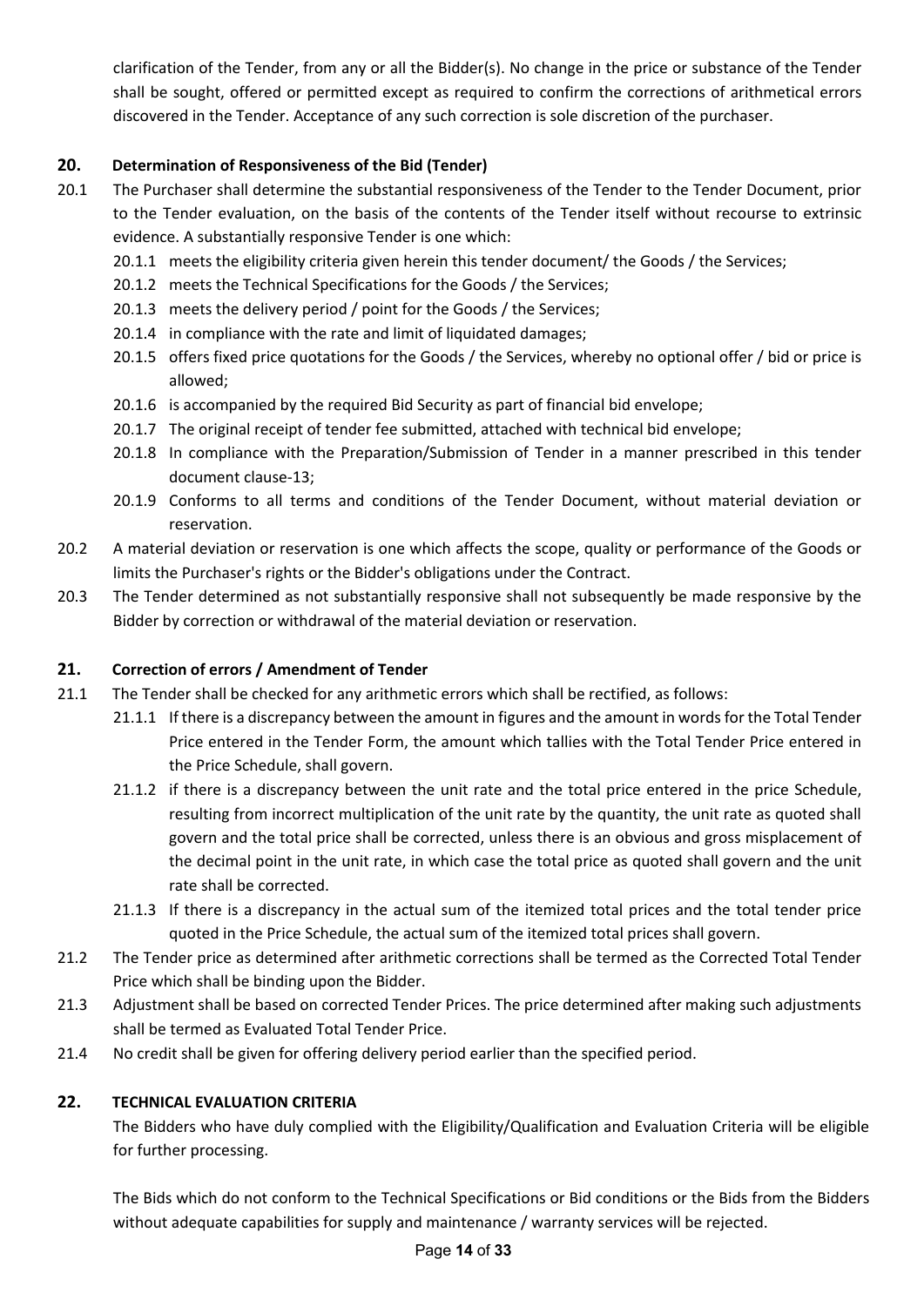clarification of the Tender, from any or all the Bidder(s). No change in the price or substance of the Tender shall be sought, offered or permitted except as required to confirm the corrections of arithmetical errors discovered in the Tender. Acceptance of any such correction is sole discretion of the purchaser.

## 20. Determination of Responsiveness of the Bid (Tender)

20.1 The Purchaser shall determine the substantial responsiveness of the Tender to the Tender Document, prior to the Tender evaluation, on the basis of the contents of the Tender itself without recourse to extrinsic evidence. A substantially responsive Tender is one which:

- 20.1.1 meets the eligibility criteria given herein this tender document/ the Goods / the Services;
- 20.1.2 meets the Technical Specifications for the Goods / the Services;
- 20.1.3 meets the delivery period / point for the Goods / the Services;
- 20.1.4 in compliance with the rate and limit of liquidated damages;
- 20.1.5 offers fixed price quotations for the Goods / the Services, whereby no optional offer / bid or price is allowed;
- 20.1.6 is accompanied by the required Bid Security as part of financial bid envelope;
- 20.1.7 The original receipt of tender fee submitted, attached with technical bid envelope;
- 20.1.8 In compliance with the Preparation/Submission of Tender in a manner prescribed in this tender document clause-13;
- 20.1.9 Conforms to all terms and conditions of the Tender Document, without material deviation or reservation.

20.2 A material deviation or reservation is one which affects the scope, quality or performance of the Goods or limits the Purchaser's rights or the Bidder's obligations under the Contract.

20.3 The Tender determined as not substantially responsive shall not subsequently be made responsive by the Bidder by correction or withdrawal of the material deviation or reservation.

## 21. Correction of errors / Amendment of Tender

21.1 The Tender shall be checked for any arithmetic errors which shall be rectified, as follows:

- 21.1.1 If there is a discrepancy between the amount in figures and the amount in words for the Total Tender Price entered in the Tender Form, the amount which tallies with the Total Tender Price entered in the Price Schedule, shall govern.
- 21.1.2 if there is a discrepancy between the unit rate and the total price entered in the price Schedule, resulting from incorrect multiplication of the unit rate by the quantity, the unit rate as quoted shall govern and the total price shall be corrected, unless there is an obvious and gross misplacement of the decimal point in the unit rate, in which case the total price as quoted shall govern and the unit rate shall be corrected.
- 21.1.3 If there is a discrepancy in the actual sum of the itemized total prices and the total tender price quoted in the Price Schedule, the actual sum of the itemized total prices shall govern.

21.2 The Tender price as determined after arithmetic corrections shall be termed as the Corrected Total Tender Price which shall be binding upon the Bidder.

21.3 Adjustment shall be based on corrected Tender Prices. The price determined after making such adjustments shall be termed as Evaluated Total Tender Price.

21.4 No credit shall be given for offering delivery period earlier than the specified period.

## 22. TECHNICAL EVALUATION CRITERIA

The Bidders who have duly complied with the Eligibility/Qualification and Evaluation Criteria will be eligible for further processing.

The Bids which do not conform to the Technical Specifications or Bid conditions or the Bids from the Bidders without adequate capabilities for supply and maintenance / warranty services will be rejected.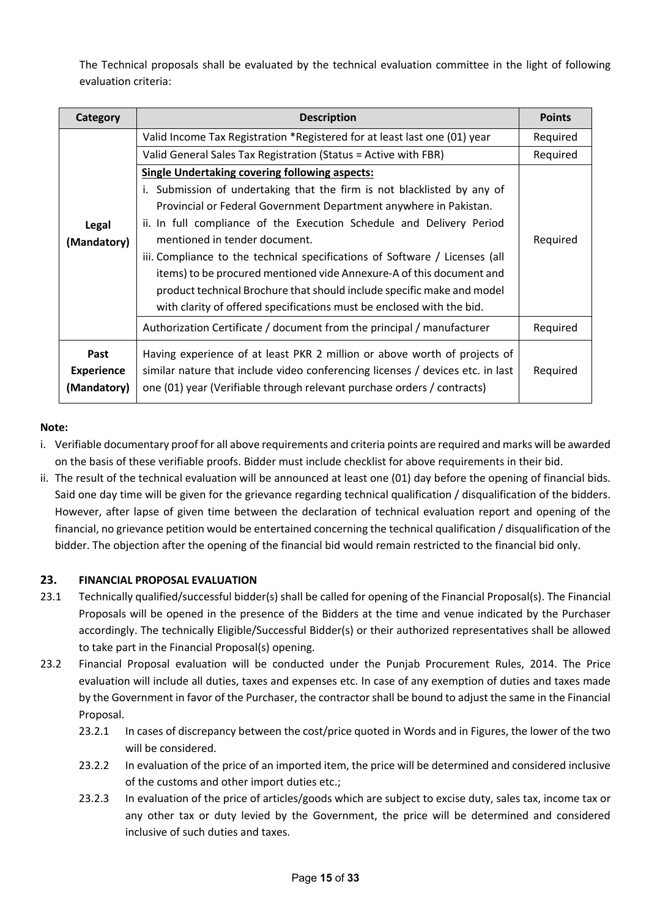The Technical proposals shall be evaluated by the technical evaluation committee in the light of following evaluation criteria:

| Category | Description | Points |
|---|---|---|
| **Legal (Mandatory)** | Valid Income Tax Registration *Registered for at least last one (01) year | Required |
| | Valid General Sales Tax Registration (Status = Active with FBR) | Required |
| | **<u>Single Undertaking covering following aspects:</u>**<br>i. Submission of undertaking that the firm is not blacklisted by any of Provincial or Federal Government Department anywhere in Pakistan.<br>ii. In full compliance of the Execution Schedule and Delivery Period mentioned in tender document.<br>iii. Compliance to the technical specifications of Software / Licenses (all items) to be procured mentioned vide Annexure-A of this document and product technical Brochure that should include specific make and model with clarity of offered specifications must be enclosed with the bid. | Required |
| | Authorization Certificate / document from the principal / manufacturer | Required |
| **Past Experience (Mandatory)** | Having experience of at least PKR 2 million or above worth of projects of similar nature that include video conferencing licenses / devices etc. in last one (01) year (Verifiable through relevant purchase orders / contracts) | Required |

**Note:**

i. Verifiable documentary proof for all above requirements and criteria points are required and marks will be awarded on the basis of these verifiable proofs. Bidder must include checklist for above requirements in their bid.

ii. The result of the technical evaluation will be announced at least one (01) day before the opening of financial bids. Said one day time will be given for the grievance regarding technical qualification / disqualification of the bidders. However, after lapse of given time between the declaration of technical evaluation report and opening of the financial, no grievance petition would be entertained concerning the technical qualification / disqualification of the bidder. The objection after the opening of the financial bid would remain restricted to the financial bid only.

## 23. FINANCIAL PROPOSAL EVALUATION

23.1 Technically qualified/successful bidder(s) shall be called for opening of the Financial Proposal(s). The Financial Proposals will be opened in the presence of the Bidders at the time and venue indicated by the Purchaser accordingly. The technically Eligible/Successful Bidder(s) or their authorized representatives shall be allowed to take part in the Financial Proposal(s) opening.

23.2 Financial Proposal evaluation will be conducted under the Punjab Procurement Rules, 2014. The Price evaluation will include all duties, taxes and expenses etc. In case of any exemption of duties and taxes made by the Government in favor of the Purchaser, the contractor shall be bound to adjust the same in the Financial Proposal.

23.2.1 In cases of discrepancy between the cost/price quoted in Words and in Figures, the lower of the two will be considered.

23.2.2 In evaluation of the price of an imported item, the price will be determined and considered inclusive of the customs and other import duties etc.;

23.2.3 In evaluation of the price of articles/goods which are subject to excise duty, sales tax, income tax or any other tax or duty levied by the Government, the price will be determined and considered inclusive of such duties and taxes.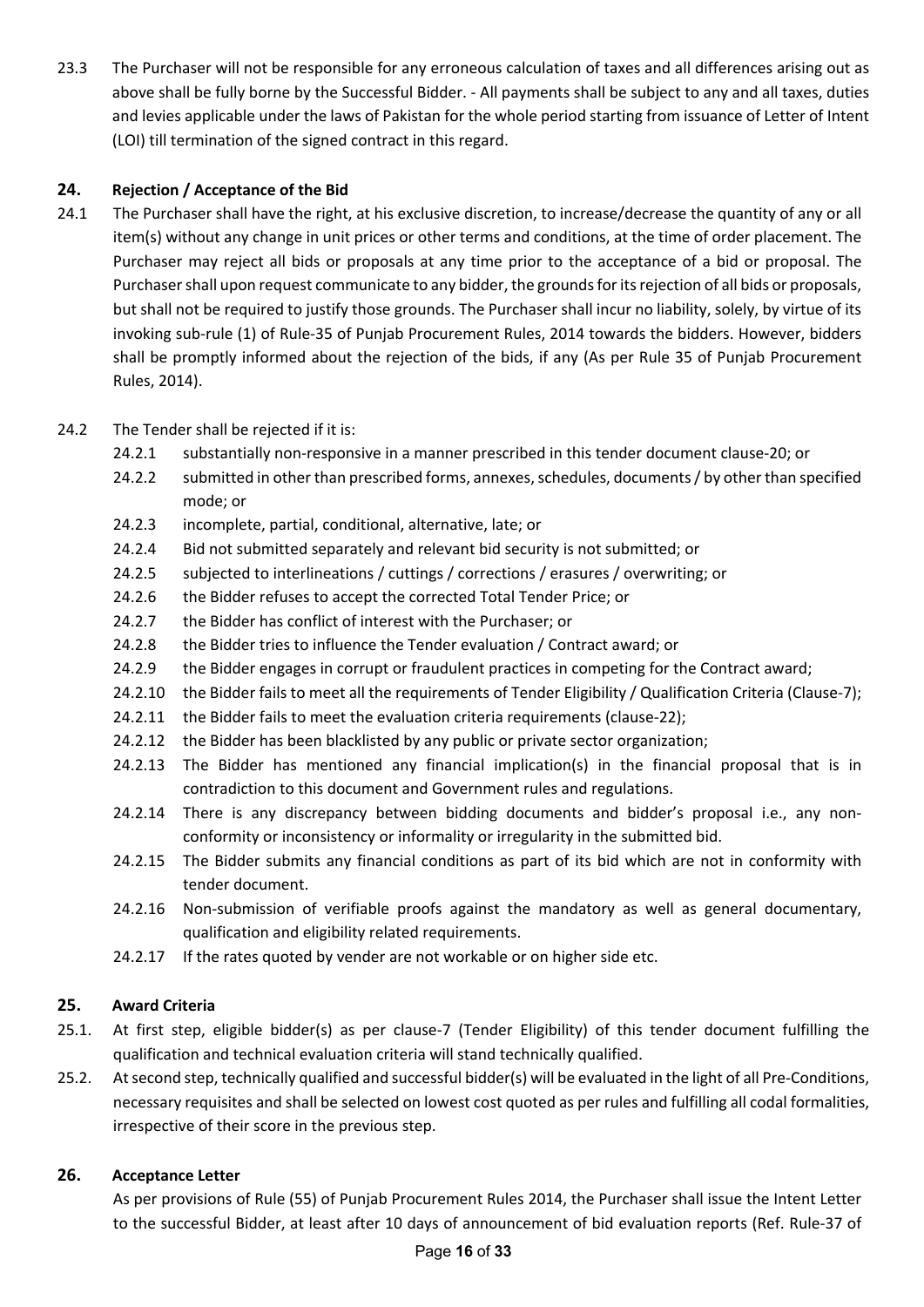23.3 The Purchaser will not be responsible for any erroneous calculation of taxes and all differences arising out as above shall be fully borne by the Successful Bidder. - All payments shall be subject to any and all taxes, duties and levies applicable under the laws of Pakistan for the whole period starting from issuance of Letter of Intent (LOI) till termination of the signed contract in this regard.

## 24. Rejection / Acceptance of the Bid

24.1 The Purchaser shall have the right, at his exclusive discretion, to increase/decrease the quantity of any or all item(s) without any change in unit prices or other terms and conditions, at the time of order placement. The Purchaser may reject all bids or proposals at any time prior to the acceptance of a bid or proposal. The Purchaser shall upon request communicate to any bidder, the grounds for its rejection of all bids or proposals, but shall not be required to justify those grounds. The Purchaser shall incur no liability, solely, by virtue of its invoking sub-rule (1) of Rule-35 of Punjab Procurement Rules, 2014 towards the bidders. However, bidders shall be promptly informed about the rejection of the bids, if any (As per Rule 35 of Punjab Procurement Rules, 2014).

24.2 The Tender shall be rejected if it is:

- 24.2.1 substantially non-responsive in a manner prescribed in this tender document clause-20; or
- 24.2.2 submitted in other than prescribed forms, annexes, schedules, documents / by other than specified mode; or
- 24.2.3 incomplete, partial, conditional, alternative, late; or
- 24.2.4 Bid not submitted separately and relevant bid security is not submitted; or
- 24.2.5 subjected to interlineations / cuttings / corrections / erasures / overwriting; or
- 24.2.6 the Bidder refuses to accept the corrected Total Tender Price; or
- 24.2.7 the Bidder has conflict of interest with the Purchaser; or
- 24.2.8 the Bidder tries to influence the Tender evaluation / Contract award; or
- 24.2.9 the Bidder engages in corrupt or fraudulent practices in competing for the Contract award;
- 24.2.10 the Bidder fails to meet all the requirements of Tender Eligibility / Qualification Criteria (Clause-7);
- 24.2.11 the Bidder fails to meet the evaluation criteria requirements (clause-22);
- 24.2.12 the Bidder has been blacklisted by any public or private sector organization;
- 24.2.13 The Bidder has mentioned any financial implication(s) in the financial proposal that is in contradiction to this document and Government rules and regulations.
- 24.2.14 There is any discrepancy between bidding documents and bidder's proposal i.e., any non-conformity or inconsistency or informality or irregularity in the submitted bid.
- 24.2.15 The Bidder submits any financial conditions as part of its bid which are not in conformity with tender document.
- 24.2.16 Non-submission of verifiable proofs against the mandatory as well as general documentary, qualification and eligibility related requirements.
- 24.2.17 If the rates quoted by vender are not workable or on higher side etc.

## 25. Award Criteria

25.1. At first step, eligible bidder(s) as per clause-7 (Tender Eligibility) of this tender document fulfilling the qualification and technical evaluation criteria will stand technically qualified.

25.2. At second step, technically qualified and successful bidder(s) will be evaluated in the light of all Pre-Conditions, necessary requisites and shall be selected on lowest cost quoted as per rules and fulfilling all codal formalities, irrespective of their score in the previous step.

## 26. Acceptance Letter

As per provisions of Rule (55) of Punjab Procurement Rules 2014, the Purchaser shall issue the Intent Letter to the successful Bidder, at least after 10 days of announcement of bid evaluation reports (Ref. Rule-37 of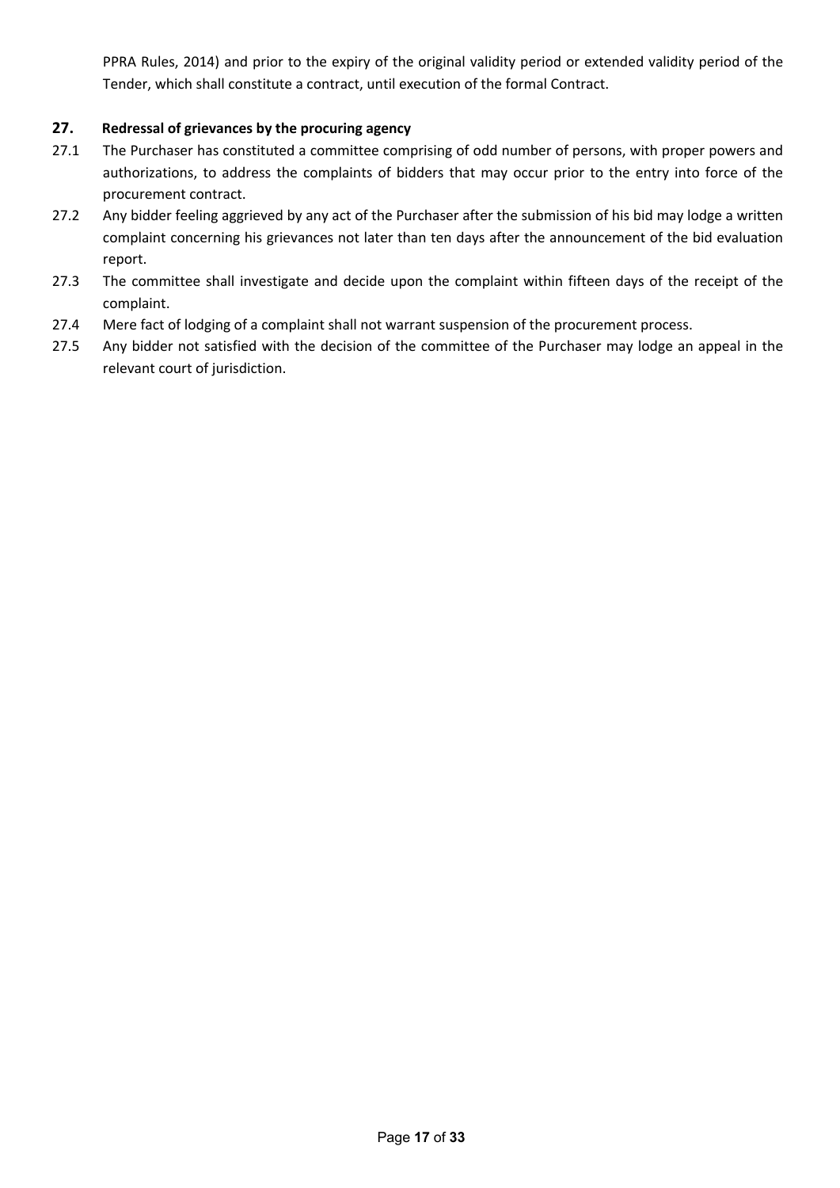PPRA Rules, 2014) and prior to the expiry of the original validity period or extended validity period of the Tender, which shall constitute a contract, until execution of the formal Contract.

## 27. Redressal of grievances by the procuring agency

27.1 The Purchaser has constituted a committee comprising of odd number of persons, with proper powers and authorizations, to address the complaints of bidders that may occur prior to the entry into force of the procurement contract.

27.2 Any bidder feeling aggrieved by any act of the Purchaser after the submission of his bid may lodge a written complaint concerning his grievances not later than ten days after the announcement of the bid evaluation report.

27.3 The committee shall investigate and decide upon the complaint within fifteen days of the receipt of the complaint.

27.4 Mere fact of lodging of a complaint shall not warrant suspension of the procurement process.

27.5 Any bidder not satisfied with the decision of the committee of the Purchaser may lodge an appeal in the relevant court of jurisdiction.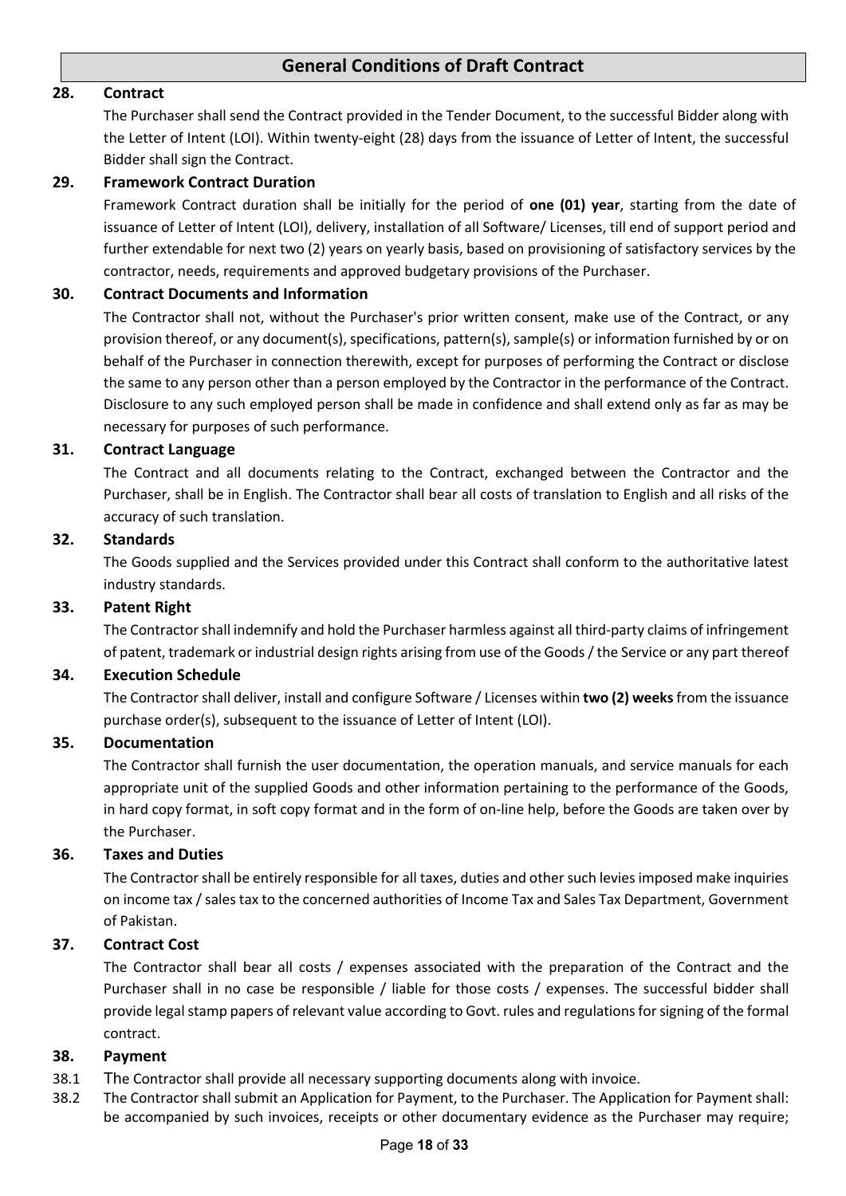## General Conditions of Draft Contract

### 28. Contract

The Purchaser shall send the Contract provided in the Tender Document, to the successful Bidder along with the Letter of Intent (LOI). Within twenty-eight (28) days from the issuance of Letter of Intent, the successful Bidder shall sign the Contract.

### 29. Framework Contract Duration

Framework Contract duration shall be initially for the period of **one (01) year**, starting from the date of issuance of Letter of Intent (LOI), delivery, installation of all Software/ Licenses, till end of support period and further extendable for next two (2) years on yearly basis, based on provisioning of satisfactory services by the contractor, needs, requirements and approved budgetary provisions of the Purchaser.

### 30. Contract Documents and Information

The Contractor shall not, without the Purchaser's prior written consent, make use of the Contract, or any provision thereof, or any document(s), specifications, pattern(s), sample(s) or information furnished by or on behalf of the Purchaser in connection therewith, except for purposes of performing the Contract or disclose the same to any person other than a person employed by the Contractor in the performance of the Contract. Disclosure to any such employed person shall be made in confidence and shall extend only as far as may be necessary for purposes of such performance.

### 31. Contract Language

The Contract and all documents relating to the Contract, exchanged between the Contractor and the Purchaser, shall be in English. The Contractor shall bear all costs of translation to English and all risks of the accuracy of such translation.

### 32. Standards

The Goods supplied and the Services provided under this Contract shall conform to the authoritative latest industry standards.

### 33. Patent Right

The Contractor shall indemnify and hold the Purchaser harmless against all third-party claims of infringement of patent, trademark or industrial design rights arising from use of the Goods / the Service or any part thereof

### 34. Execution Schedule

The Contractor shall deliver, install and configure Software / Licenses within **two (2) weeks** from the issuance purchase order(s), subsequent to the issuance of Letter of Intent (LOI).

### 35. Documentation

The Contractor shall furnish the user documentation, the operation manuals, and service manuals for each appropriate unit of the supplied Goods and other information pertaining to the performance of the Goods, in hard copy format, in soft copy format and in the form of on-line help, before the Goods are taken over by the Purchaser.

### 36. Taxes and Duties

The Contractor shall be entirely responsible for all taxes, duties and other such levies imposed make inquiries on income tax / sales tax to the concerned authorities of Income Tax and Sales Tax Department, Government of Pakistan.

### 37. Contract Cost

The Contractor shall bear all costs / expenses associated with the preparation of the Contract and the Purchaser shall in no case be responsible / liable for those costs / expenses. The successful bidder shall provide legal stamp papers of relevant value according to Govt. rules and regulations for signing of the formal contract.

### 38. Payment

38.1 The Contractor shall provide all necessary supporting documents along with invoice.

38.2 The Contractor shall submit an Application for Payment, to the Purchaser. The Application for Payment shall: be accompanied by such invoices, receipts or other documentary evidence as the Purchaser may require;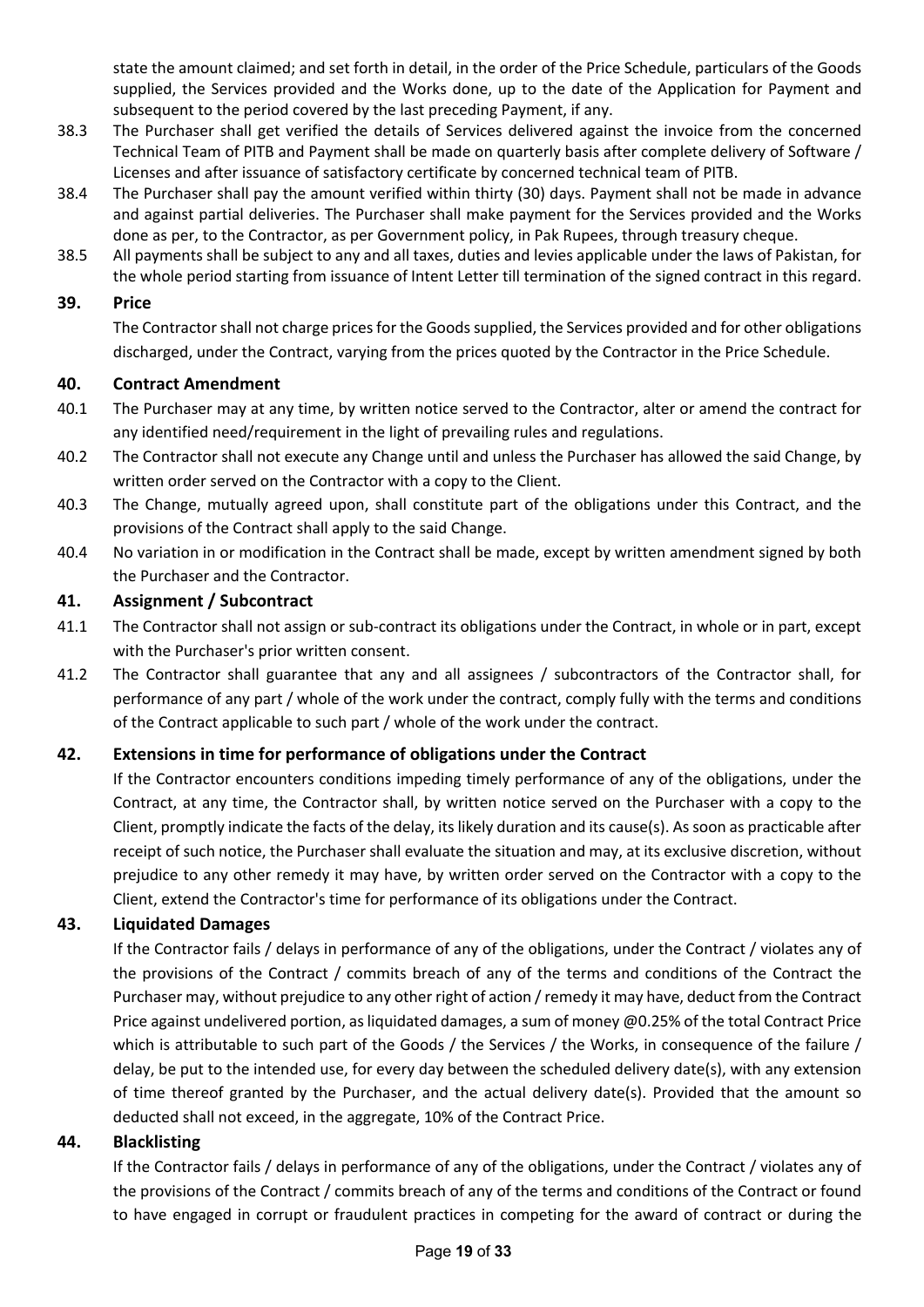state the amount claimed; and set forth in detail, in the order of the Price Schedule, particulars of the Goods supplied, the Services provided and the Works done, up to the date of the Application for Payment and subsequent to the period covered by the last preceding Payment, if any.

38.3 The Purchaser shall get verified the details of Services delivered against the invoice from the concerned Technical Team of PITB and Payment shall be made on quarterly basis after complete delivery of Software / Licenses and after issuance of satisfactory certificate by concerned technical team of PITB.

38.4 The Purchaser shall pay the amount verified within thirty (30) days. Payment shall not be made in advance and against partial deliveries. The Purchaser shall make payment for the Services provided and the Works done as per, to the Contractor, as per Government policy, in Pak Rupees, through treasury cheque.

38.5 All payments shall be subject to any and all taxes, duties and levies applicable under the laws of Pakistan, for the whole period starting from issuance of Intent Letter till termination of the signed contract in this regard.

## 39. Price

The Contractor shall not charge prices for the Goods supplied, the Services provided and for other obligations discharged, under the Contract, varying from the prices quoted by the Contractor in the Price Schedule.

## 40. Contract Amendment

40.1 The Purchaser may at any time, by written notice served to the Contractor, alter or amend the contract for any identified need/requirement in the light of prevailing rules and regulations.

40.2 The Contractor shall not execute any Change until and unless the Purchaser has allowed the said Change, by written order served on the Contractor with a copy to the Client.

40.3 The Change, mutually agreed upon, shall constitute part of the obligations under this Contract, and the provisions of the Contract shall apply to the said Change.

40.4 No variation in or modification in the Contract shall be made, except by written amendment signed by both the Purchaser and the Contractor.

## 41. Assignment / Subcontract

41.1 The Contractor shall not assign or sub-contract its obligations under the Contract, in whole or in part, except with the Purchaser's prior written consent.

41.2 The Contractor shall guarantee that any and all assignees / subcontractors of the Contractor shall, for performance of any part / whole of the work under the contract, comply fully with the terms and conditions of the Contract applicable to such part / whole of the work under the contract.

## 42. Extensions in time for performance of obligations under the Contract

If the Contractor encounters conditions impeding timely performance of any of the obligations, under the Contract, at any time, the Contractor shall, by written notice served on the Purchaser with a copy to the Client, promptly indicate the facts of the delay, its likely duration and its cause(s). As soon as practicable after receipt of such notice, the Purchaser shall evaluate the situation and may, at its exclusive discretion, without prejudice to any other remedy it may have, by written order served on the Contractor with a copy to the Client, extend the Contractor's time for performance of its obligations under the Contract.

## 43. Liquidated Damages

If the Contractor fails / delays in performance of any of the obligations, under the Contract / violates any of the provisions of the Contract / commits breach of any of the terms and conditions of the Contract the Purchaser may, without prejudice to any other right of action / remedy it may have, deduct from the Contract Price against undelivered portion, as liquidated damages, a sum of money @0.25% of the total Contract Price which is attributable to such part of the Goods / the Services / the Works, in consequence of the failure / delay, be put to the intended use, for every day between the scheduled delivery date(s), with any extension of time thereof granted by the Purchaser, and the actual delivery date(s). Provided that the amount so deducted shall not exceed, in the aggregate, 10% of the Contract Price.

## 44. Blacklisting

If the Contractor fails / delays in performance of any of the obligations, under the Contract / violates any of the provisions of the Contract / commits breach of any of the terms and conditions of the Contract or found to have engaged in corrupt or fraudulent practices in competing for the award of contract or during the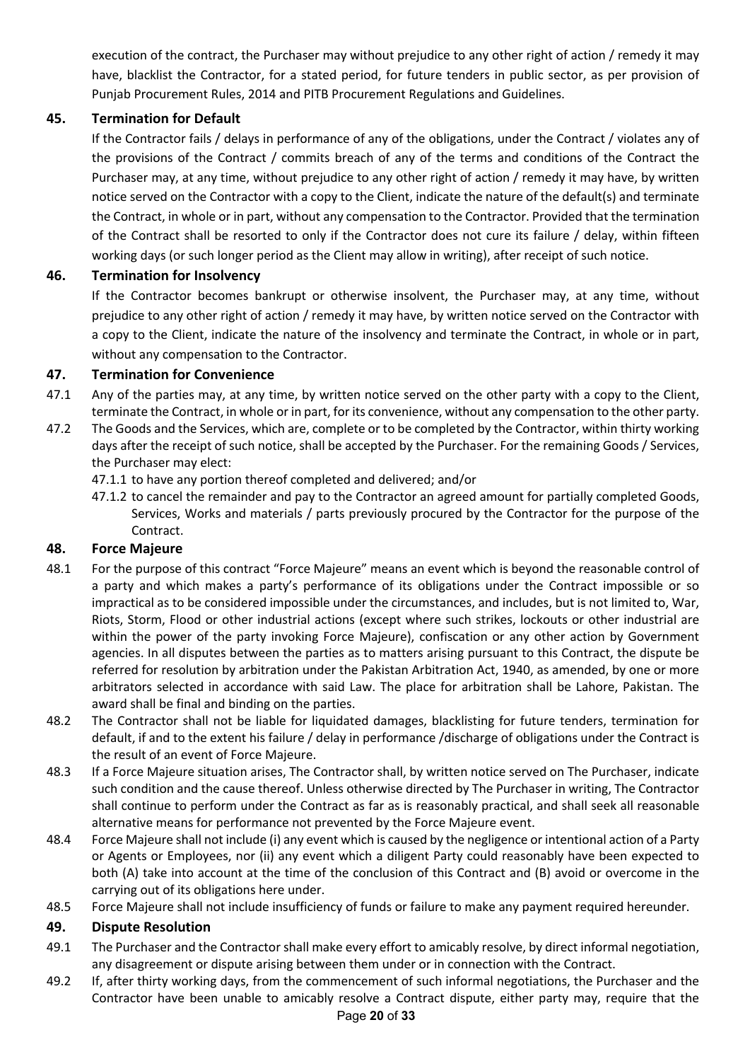execution of the contract, the Purchaser may without prejudice to any other right of action / remedy it may have, blacklist the Contractor, for a stated period, for future tenders in public sector, as per provision of Punjab Procurement Rules, 2014 and PITB Procurement Regulations and Guidelines.

### 45. Termination for Default

If the Contractor fails / delays in performance of any of the obligations, under the Contract / violates any of the provisions of the Contract / commits breach of any of the terms and conditions of the Contract the Purchaser may, at any time, without prejudice to any other right of action / remedy it may have, by written notice served on the Contractor with a copy to the Client, indicate the nature of the default(s) and terminate the Contract, in whole or in part, without any compensation to the Contractor. Provided that the termination of the Contract shall be resorted to only if the Contractor does not cure its failure / delay, within fifteen working days (or such longer period as the Client may allow in writing), after receipt of such notice.

### 46. Termination for Insolvency

If the Contractor becomes bankrupt or otherwise insolvent, the Purchaser may, at any time, without prejudice to any other right of action / remedy it may have, by written notice served on the Contractor with a copy to the Client, indicate the nature of the insolvency and terminate the Contract, in whole or in part, without any compensation to the Contractor.

### 47. Termination for Convenience

47.1 Any of the parties may, at any time, by written notice served on the other party with a copy to the Client, terminate the Contract, in whole or in part, for its convenience, without any compensation to the other party.

47.2 The Goods and the Services, which are, complete or to be completed by the Contractor, within thirty working days after the receipt of such notice, shall be accepted by the Purchaser. For the remaining Goods / Services, the Purchaser may elect:

47.1.1 to have any portion thereof completed and delivered; and/or

47.1.2 to cancel the remainder and pay to the Contractor an agreed amount for partially completed Goods, Services, Works and materials / parts previously procured by the Contractor for the purpose of the Contract.

### 48. Force Majeure

48.1 For the purpose of this contract "Force Majeure" means an event which is beyond the reasonable control of a party and which makes a party's performance of its obligations under the Contract impossible or so impractical as to be considered impossible under the circumstances, and includes, but is not limited to, War, Riots, Storm, Flood or other industrial actions (except where such strikes, lockouts or other industrial are within the power of the party invoking Force Majeure), confiscation or any other action by Government agencies. In all disputes between the parties as to matters arising pursuant to this Contract, the dispute be referred for resolution by arbitration under the Pakistan Arbitration Act, 1940, as amended, by one or more arbitrators selected in accordance with said Law. The place for arbitration shall be Lahore, Pakistan. The award shall be final and binding on the parties.

48.2 The Contractor shall not be liable for liquidated damages, blacklisting for future tenders, termination for default, if and to the extent his failure / delay in performance /discharge of obligations under the Contract is the result of an event of Force Majeure.

48.3 If a Force Majeure situation arises, The Contractor shall, by written notice served on The Purchaser, indicate such condition and the cause thereof. Unless otherwise directed by The Purchaser in writing, The Contractor shall continue to perform under the Contract as far as is reasonably practical, and shall seek all reasonable alternative means for performance not prevented by the Force Majeure event.

48.4 Force Majeure shall not include (i) any event which is caused by the negligence or intentional action of a Party or Agents or Employees, nor (ii) any event which a diligent Party could reasonably have been expected to both (A) take into account at the time of the conclusion of this Contract and (B) avoid or overcome in the carrying out of its obligations here under.

48.5 Force Majeure shall not include insufficiency of funds or failure to make any payment required hereunder.

### 49. Dispute Resolution

49.1 The Purchaser and the Contractor shall make every effort to amicably resolve, by direct informal negotiation, any disagreement or dispute arising between them under or in connection with the Contract.

49.2 If, after thirty working days, from the commencement of such informal negotiations, the Purchaser and the Contractor have been unable to amicably resolve a Contract dispute, either party may, require that the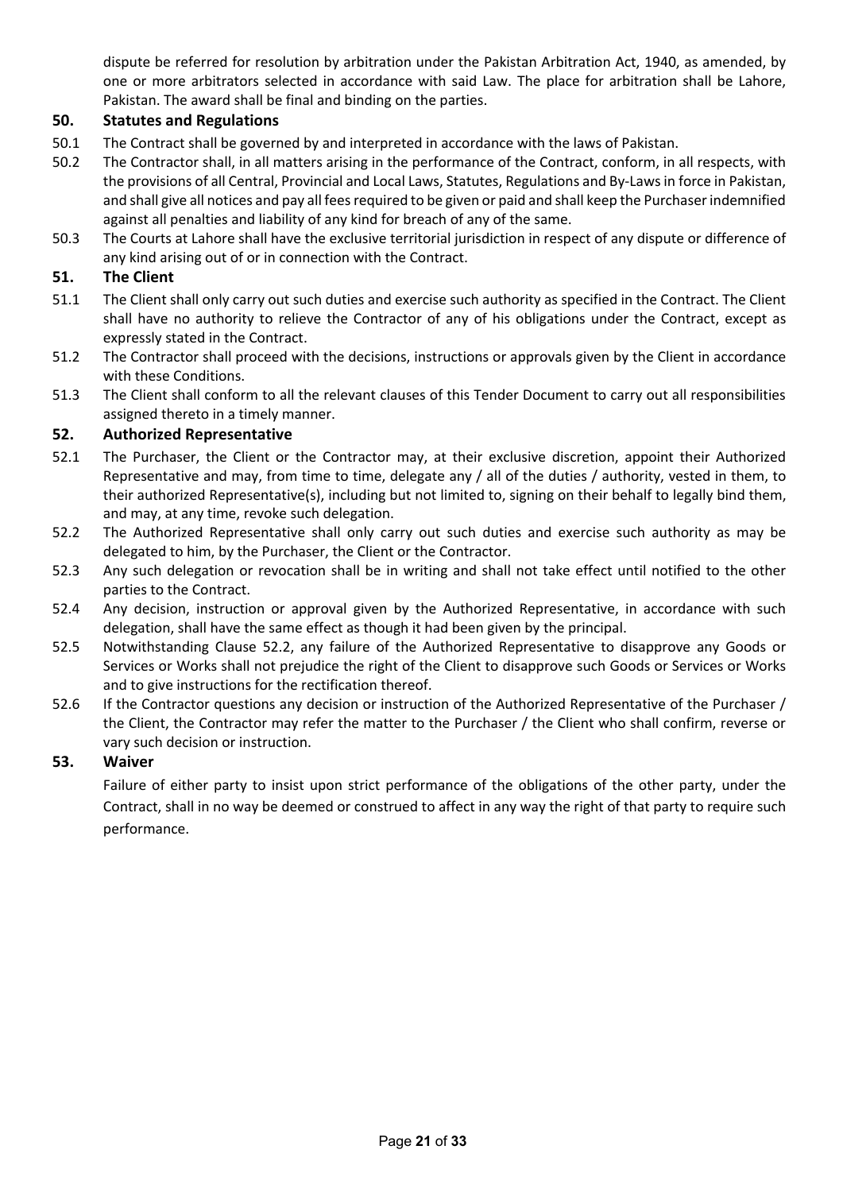dispute be referred for resolution by arbitration under the Pakistan Arbitration Act, 1940, as amended, by one or more arbitrators selected in accordance with said Law. The place for arbitration shall be Lahore, Pakistan. The award shall be final and binding on the parties.

## 50. Statutes and Regulations

50.1 The Contract shall be governed by and interpreted in accordance with the laws of Pakistan.

50.2 The Contractor shall, in all matters arising in the performance of the Contract, conform, in all respects, with the provisions of all Central, Provincial and Local Laws, Statutes, Regulations and By-Laws in force in Pakistan, and shall give all notices and pay all fees required to be given or paid and shall keep the Purchaser indemnified against all penalties and liability of any kind for breach of any of the same.

50.3 The Courts at Lahore shall have the exclusive territorial jurisdiction in respect of any dispute or difference of any kind arising out of or in connection with the Contract.

## 51. The Client

51.1 The Client shall only carry out such duties and exercise such authority as specified in the Contract. The Client shall have no authority to relieve the Contractor of any of his obligations under the Contract, except as expressly stated in the Contract.

51.2 The Contractor shall proceed with the decisions, instructions or approvals given by the Client in accordance with these Conditions.

51.3 The Client shall conform to all the relevant clauses of this Tender Document to carry out all responsibilities assigned thereto in a timely manner.

## 52. Authorized Representative

52.1 The Purchaser, the Client or the Contractor may, at their exclusive discretion, appoint their Authorized Representative and may, from time to time, delegate any / all of the duties / authority, vested in them, to their authorized Representative(s), including but not limited to, signing on their behalf to legally bind them, and may, at any time, revoke such delegation.

52.2 The Authorized Representative shall only carry out such duties and exercise such authority as may be delegated to him, by the Purchaser, the Client or the Contractor.

52.3 Any such delegation or revocation shall be in writing and shall not take effect until notified to the other parties to the Contract.

52.4 Any decision, instruction or approval given by the Authorized Representative, in accordance with such delegation, shall have the same effect as though it had been given by the principal.

52.5 Notwithstanding Clause 52.2, any failure of the Authorized Representative to disapprove any Goods or Services or Works shall not prejudice the right of the Client to disapprove such Goods or Services or Works and to give instructions for the rectification thereof.

52.6 If the Contractor questions any decision or instruction of the Authorized Representative of the Purchaser / the Client, the Contractor may refer the matter to the Purchaser / the Client who shall confirm, reverse or vary such decision or instruction.

## 53. Waiver

Failure of either party to insist upon strict performance of the obligations of the other party, under the Contract, shall in no way be deemed or construed to affect in any way the right of that party to require such performance.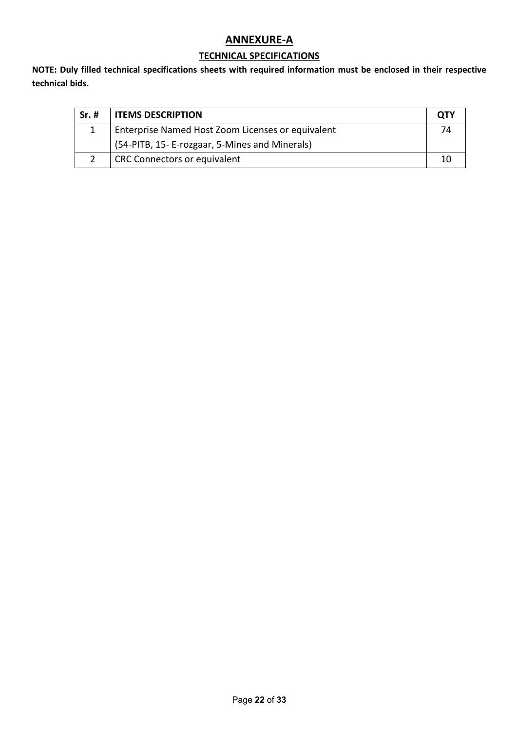# ANNEXURE-A

## TECHNICAL SPECIFICATIONS

**NOTE: Duly filled technical specifications sheets with required information must be enclosed in their respective technical bids.**

| Sr. # | ITEMS DESCRIPTION | QTY |
|---|---|---|
| 1 | Enterprise Named Host Zoom Licenses or equivalent (54-PITB, 15- E-rozgaar, 5-Mines and Minerals) | 74 |
| 2 | CRC Connectors or equivalent | 10 |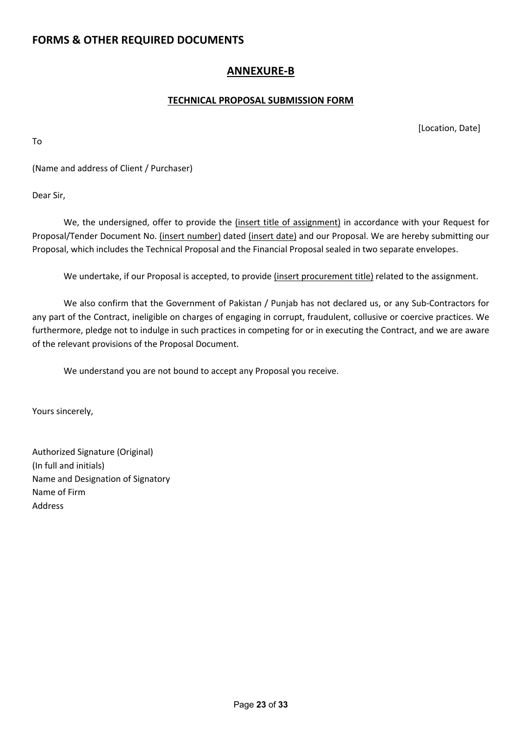## FORMS & OTHER REQUIRED DOCUMENTS

### ANNEXURE-B

#### TECHNICAL PROPOSAL SUBMISSION FORM

[Location, Date]

To

(Name and address of Client / Purchaser)

Dear Sir,

We, the undersigned, offer to provide the (insert title of assignment) in accordance with your Request for Proposal/Tender Document No. (insert number) dated (insert date) and our Proposal. We are hereby submitting our Proposal, which includes the Technical Proposal and the Financial Proposal sealed in two separate envelopes.

We undertake, if our Proposal is accepted, to provide (insert procurement title) related to the assignment.

We also confirm that the Government of Pakistan / Punjab has not declared us, or any Sub-Contractors for any part of the Contract, ineligible on charges of engaging in corrupt, fraudulent, collusive or coercive practices. We furthermore, pledge not to indulge in such practices in competing for or in executing the Contract, and we are aware of the relevant provisions of the Proposal Document.

We understand you are not bound to accept any Proposal you receive.

Yours sincerely,

Authorized Signature (Original)
(In full and initials)
Name and Designation of Signatory
Name of Firm
Address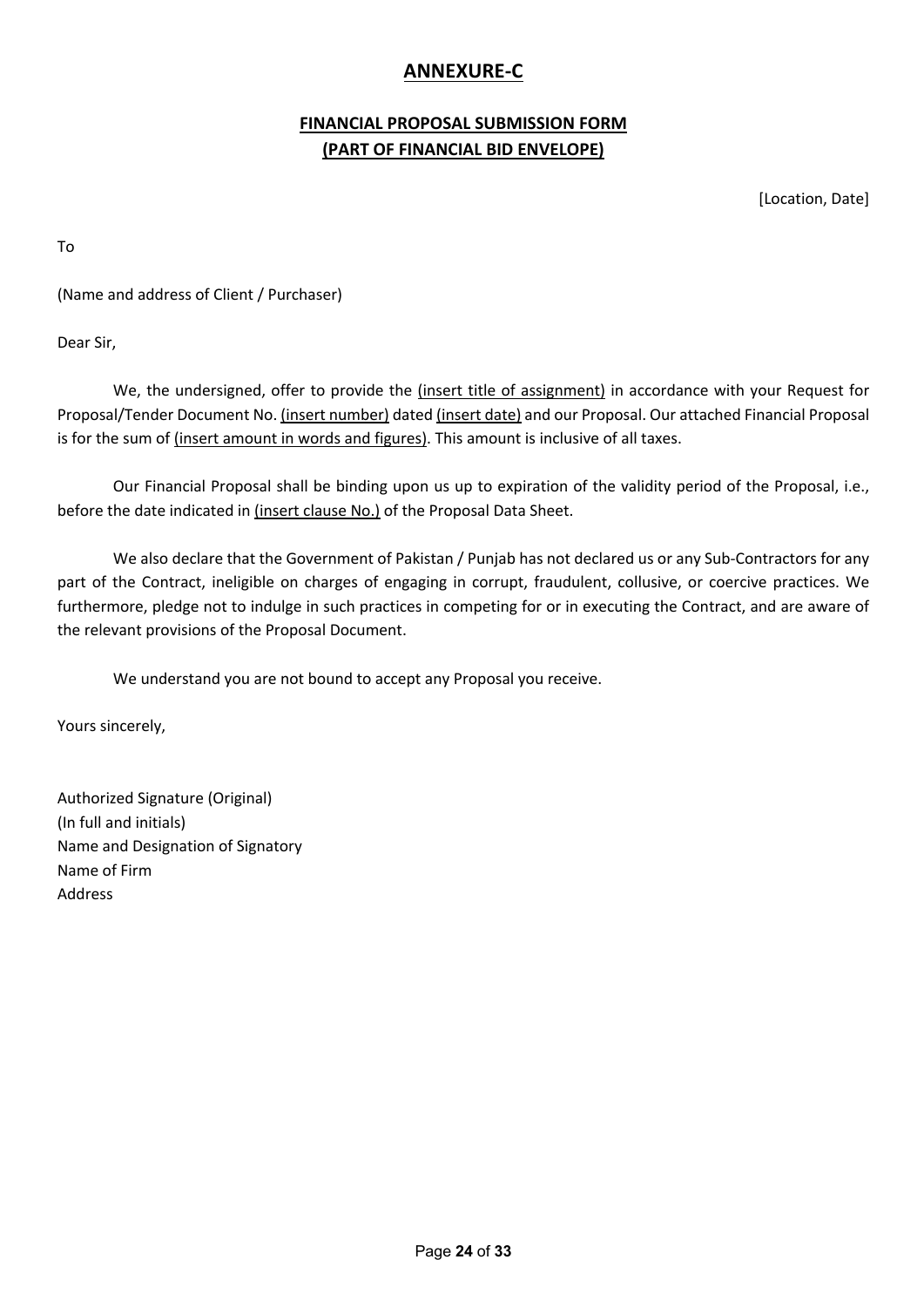# ANNEXURE-C

## FINANCIAL PROPOSAL SUBMISSION FORM (PART OF FINANCIAL BID ENVELOPE)

[Location, Date]

To

(Name and address of Client / Purchaser)

Dear Sir,

We, the undersigned, offer to provide the (insert title of assignment) in accordance with your Request for Proposal/Tender Document No. (insert number) dated (insert date) and our Proposal. Our attached Financial Proposal is for the sum of (insert amount in words and figures). This amount is inclusive of all taxes.

Our Financial Proposal shall be binding upon us up to expiration of the validity period of the Proposal, i.e., before the date indicated in (insert clause No.) of the Proposal Data Sheet.

We also declare that the Government of Pakistan / Punjab has not declared us or any Sub-Contractors for any part of the Contract, ineligible on charges of engaging in corrupt, fraudulent, collusive, or coercive practices. We furthermore, pledge not to indulge in such practices in competing for or in executing the Contract, and are aware of the relevant provisions of the Proposal Document.

We understand you are not bound to accept any Proposal you receive.

Yours sincerely,

Authorized Signature (Original)
(In full and initials)
Name and Designation of Signatory
Name of Firm
Address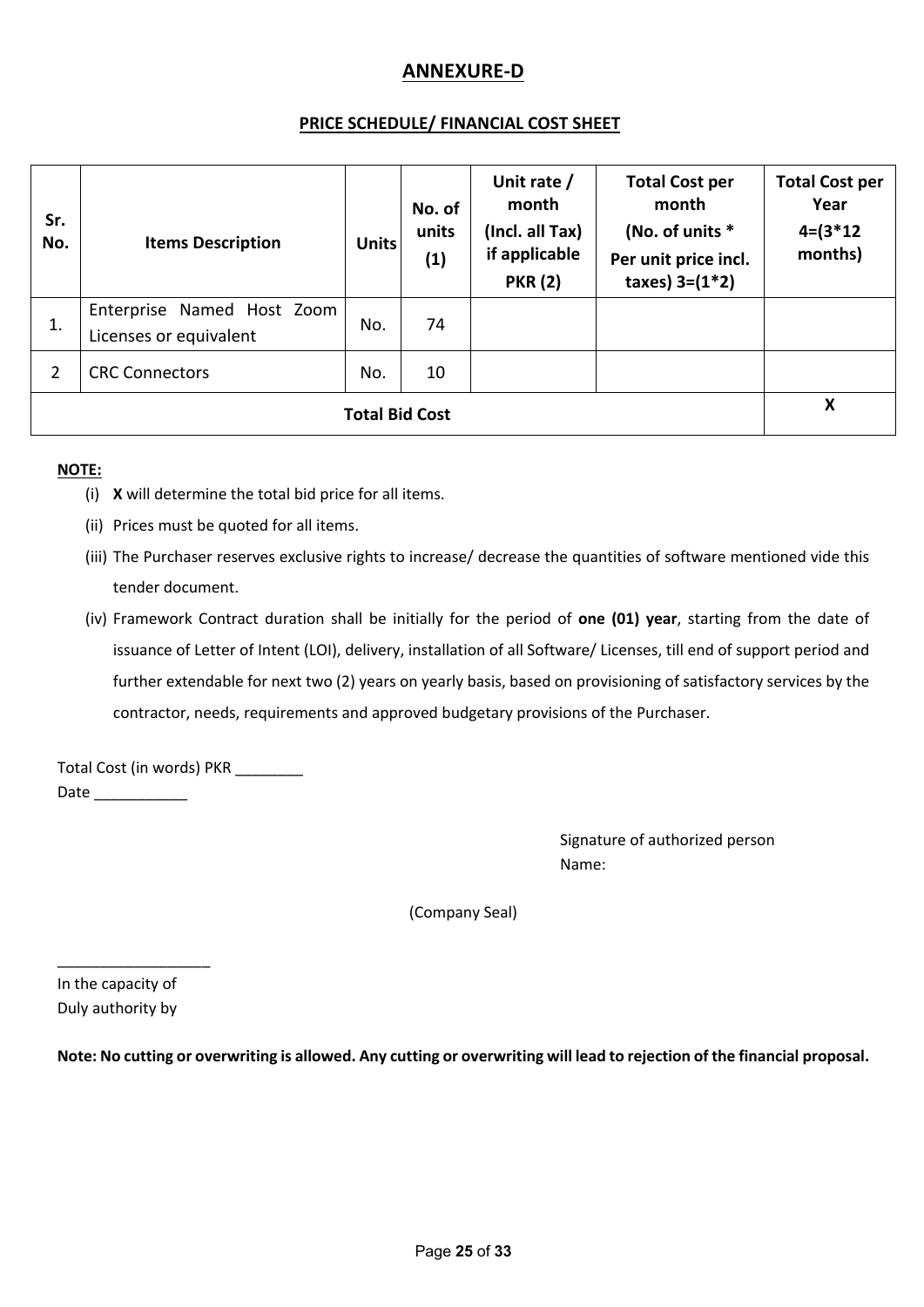## ANNEXURE-D

### PRICE SCHEDULE/ FINANCIAL COST SHEET

| Sr. No. | Items Description | Units | No. of units (1) | Unit rate / month (Incl. all Tax) if applicable PKR (2) | Total Cost per month (No. of units * Per unit price incl. taxes) 3=(1*2) | Total Cost per Year 4=(3*12 months) |
|---|---|---|---|---|---|---|
| 1. | Enterprise Named Host Zoom Licenses or equivalent | No. | 74 | | | |
| 2 | CRC Connectors | No. | 10 | | | |
| | **Total Bid Cost** | | | | | **X** |

**NOTE:**

(i) **X** will determine the total bid price for all items.

(ii) Prices must be quoted for all items.

(iii) The Purchaser reserves exclusive rights to increase/ decrease the quantities of software mentioned vide this tender document.

(iv) Framework Contract duration shall be initially for the period of **one (01) year**, starting from the date of issuance of Letter of Intent (LOI), delivery, installation of all Software/ Licenses, till end of support period and further extendable for next two (2) years on yearly basis, based on provisioning of satisfactory services by the contractor, needs, requirements and approved budgetary provisions of the Purchaser.

Total Cost (in words) PKR ________

Date ___________

Signature of authorized person

Name:

(Company Seal)

__________________

In the capacity of

Duly authority by

**Note: No cutting or overwriting is allowed. Any cutting or overwriting will lead to rejection of the financial proposal.**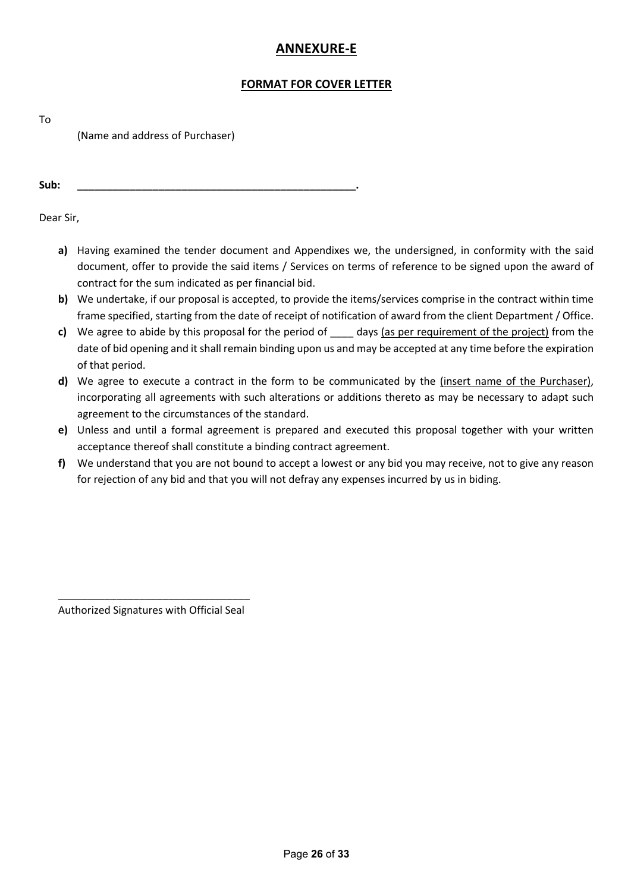## ANNEXURE-E

### FORMAT FOR COVER LETTER

To

(Name and address of Purchaser)

**Sub: ________________________________________________.**

Dear Sir,

- **a)** Having examined the tender document and Appendixes we, the undersigned, in conformity with the said document, offer to provide the said items / Services on terms of reference to be signed upon the award of contract for the sum indicated as per financial bid.
- **b)** We undertake, if our proposal is accepted, to provide the items/services comprise in the contract within time frame specified, starting from the date of receipt of notification of award from the client Department / Office.
- **c)** We agree to abide by this proposal for the period of ____ days (as per requirement of the project) from the date of bid opening and it shall remain binding upon us and may be accepted at any time before the expiration of that period.
- **d)** We agree to execute a contract in the form to be communicated by the (insert name of the Purchaser), incorporating all agreements with such alterations or additions thereto as may be necessary to adapt such agreement to the circumstances of the standard.
- **e)** Unless and until a formal agreement is prepared and executed this proposal together with your written acceptance thereof shall constitute a binding contract agreement.
- **f)** We understand that you are not bound to accept a lowest or any bid you may receive, not to give any reason for rejection of any bid and that you will not defray any expenses incurred by us in biding.

_________________________________

Authorized Signatures with Official Seal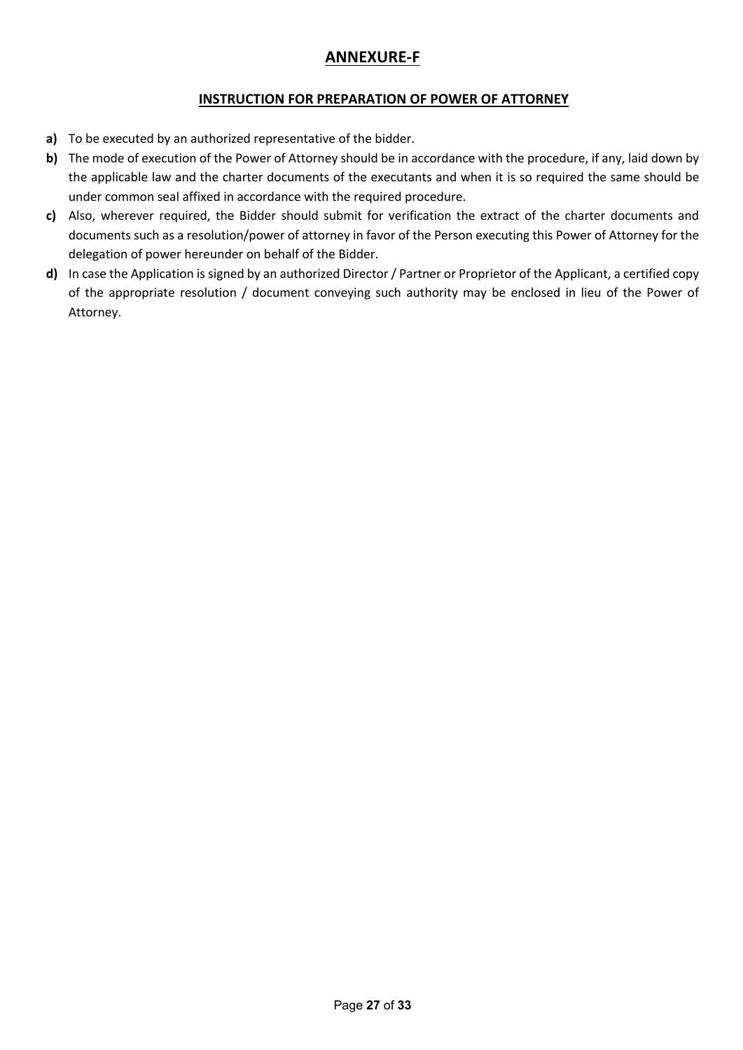# ANNEXURE-F

## INSTRUCTION FOR PREPARATION OF POWER OF ATTORNEY

**a)** To be executed by an authorized representative of the bidder.

**b)** The mode of execution of the Power of Attorney should be in accordance with the procedure, if any, laid down by the applicable law and the charter documents of the executants and when it is so required the same should be under common seal affixed in accordance with the required procedure.

**c)** Also, wherever required, the Bidder should submit for verification the extract of the charter documents and documents such as a resolution/power of attorney in favor of the Person executing this Power of Attorney for the delegation of power hereunder on behalf of the Bidder.

**d)** In case the Application is signed by an authorized Director / Partner or Proprietor of the Applicant, a certified copy of the appropriate resolution / document conveying such authority may be enclosed in lieu of the Power of Attorney.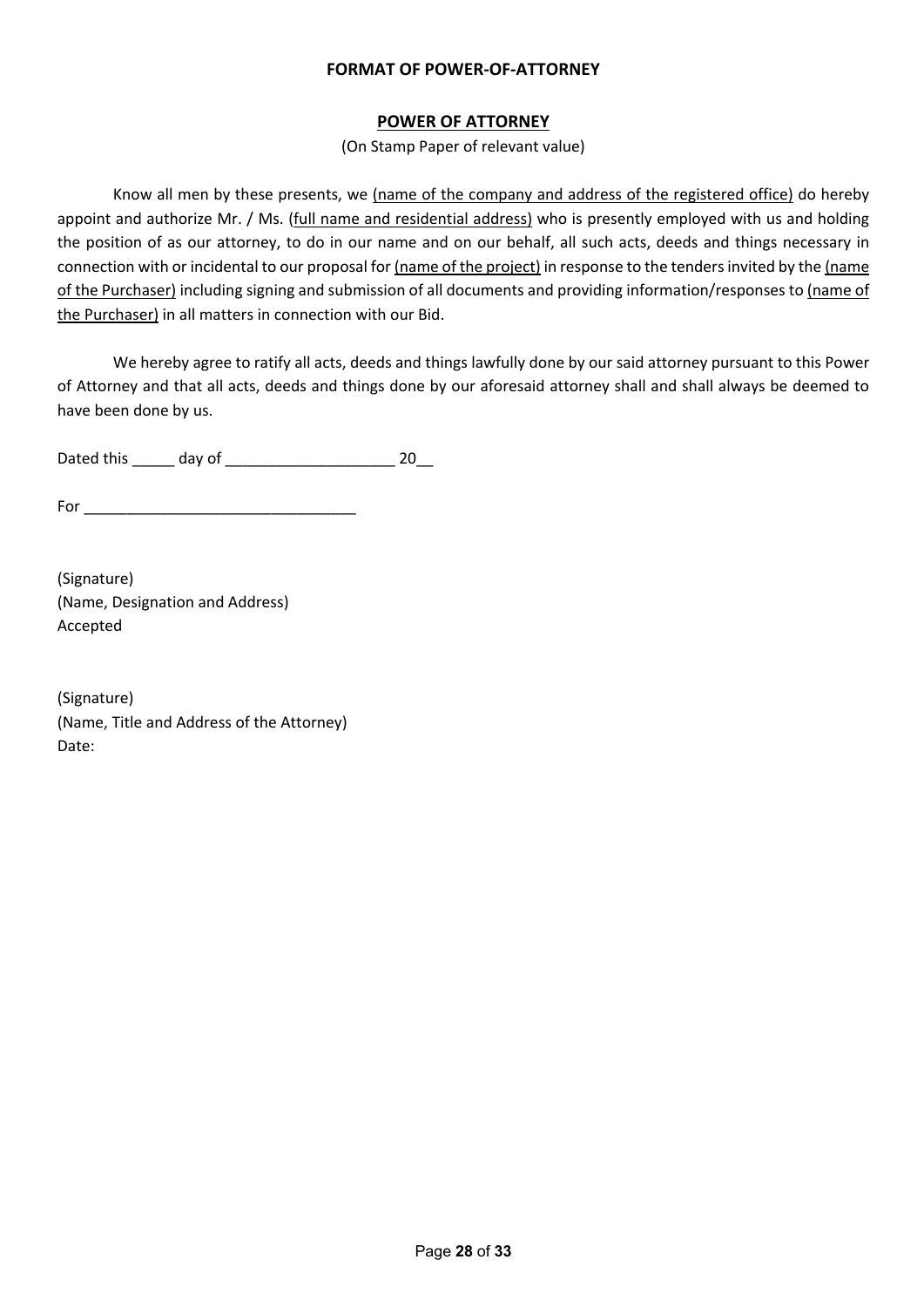**FORMAT OF POWER-OF-ATTORNEY**

**POWER OF ATTORNEY**

(On Stamp Paper of relevant value)

Know all men by these presents, we (name of the company and address of the registered office) do hereby appoint and authorize Mr. / Ms. (full name and residential address) who is presently employed with us and holding the position of as our attorney, to do in our name and on our behalf, all such acts, deeds and things necessary in connection with or incidental to our proposal for (name of the project) in response to the tenders invited by the (name of the Purchaser) including signing and submission of all documents and providing information/responses to (name of the Purchaser) in all matters in connection with our Bid.

We hereby agree to ratify all acts, deeds and things lawfully done by our said attorney pursuant to this Power of Attorney and that all acts, deeds and things done by our aforesaid attorney shall and shall always be deemed to have been done by us.

Dated this _____ day of ____________________ 20__

For ________________________________

(Signature)
(Name, Designation and Address)
Accepted

(Signature)
(Name, Title and Address of the Attorney)
Date: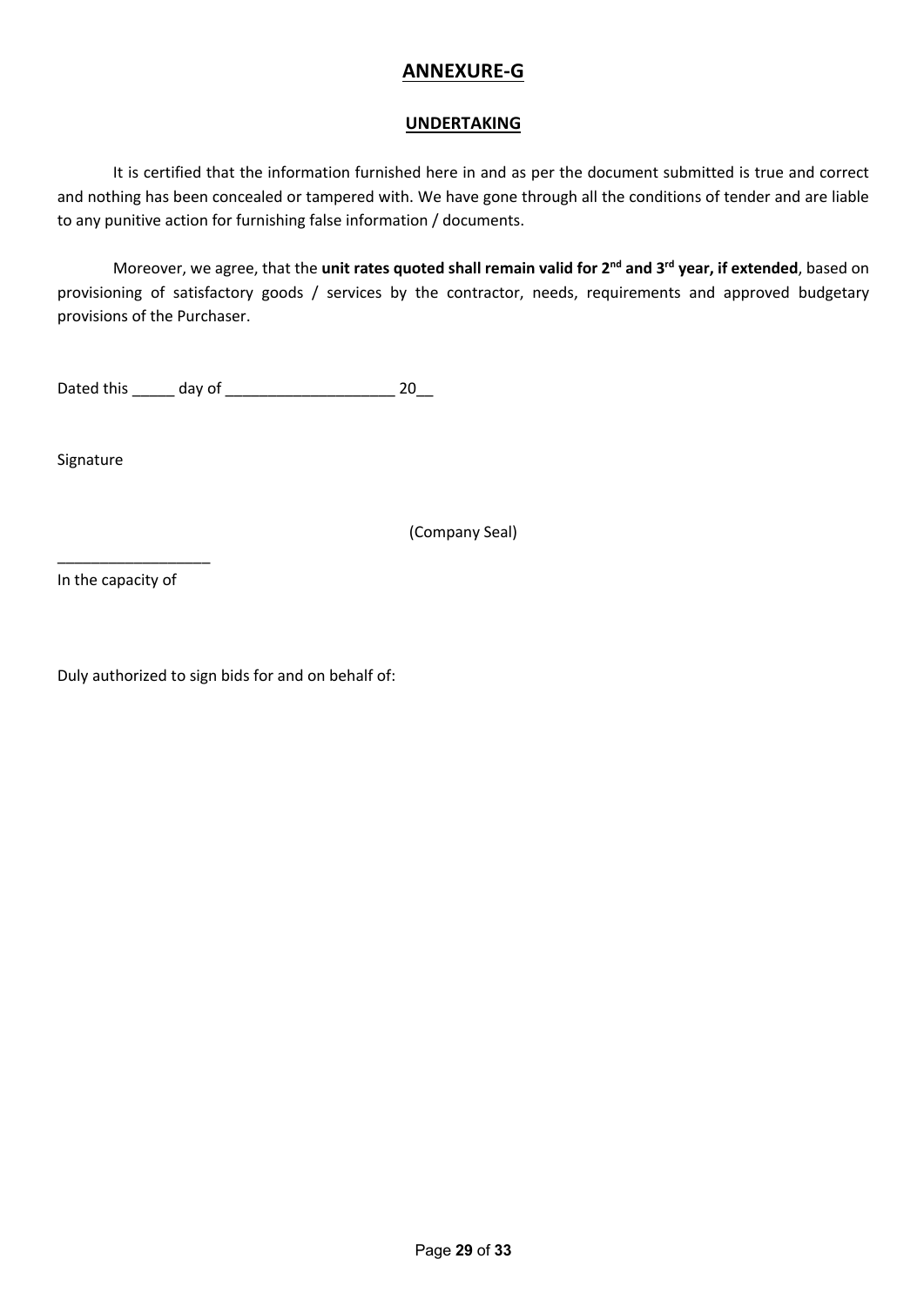# ANNEXURE-G

## UNDERTAKING

It is certified that the information furnished here in and as per the document submitted is true and correct and nothing has been concealed or tampered with. We have gone through all the conditions of tender and are liable to any punitive action for furnishing false information / documents.

Moreover, we agree, that the **unit rates quoted shall remain valid for 2nd and 3rd year, if extended**, based on provisioning of satisfactory goods / services by the contractor, needs, requirements and approved budgetary provisions of the Purchaser.

Dated this _____ day of ____________________ 20__

Signature

(Company Seal)

__________________

In the capacity of

Duly authorized to sign bids for and on behalf of: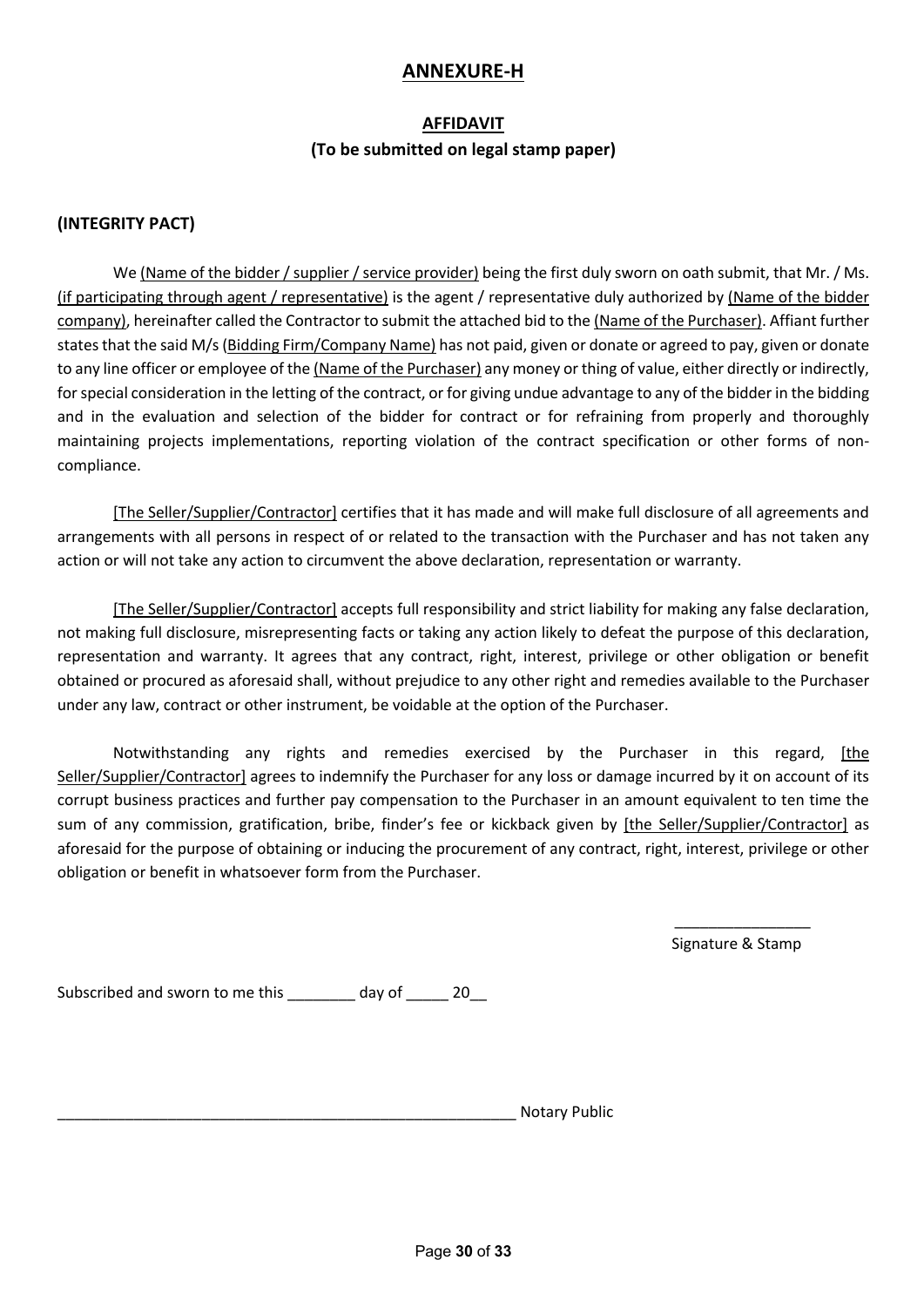## ANNEXURE-H

### AFFIDAVIT

**(To be submitted on legal stamp paper)**

**(INTEGRITY PACT)**

We (Name of the bidder / supplier / service provider) being the first duly sworn on oath submit, that Mr. / Ms. (if participating through agent / representative) is the agent / representative duly authorized by (Name of the bidder company), hereinafter called the Contractor to submit the attached bid to the (Name of the Purchaser). Affiant further states that the said M/s (Bidding Firm/Company Name) has not paid, given or donate or agreed to pay, given or donate to any line officer or employee of the (Name of the Purchaser) any money or thing of value, either directly or indirectly, for special consideration in the letting of the contract, or for giving undue advantage to any of the bidder in the bidding and in the evaluation and selection of the bidder for contract or for refraining from properly and thoroughly maintaining projects implementations, reporting violation of the contract specification or other forms of non-compliance.

[The Seller/Supplier/Contractor] certifies that it has made and will make full disclosure of all agreements and arrangements with all persons in respect of or related to the transaction with the Purchaser and has not taken any action or will not take any action to circumvent the above declaration, representation or warranty.

[The Seller/Supplier/Contractor] accepts full responsibility and strict liability for making any false declaration, not making full disclosure, misrepresenting facts or taking any action likely to defeat the purpose of this declaration, representation and warranty. It agrees that any contract, right, interest, privilege or other obligation or benefit obtained or procured as aforesaid shall, without prejudice to any other right and remedies available to the Purchaser under any law, contract or other instrument, be voidable at the option of the Purchaser.

Notwithstanding any rights and remedies exercised by the Purchaser in this regard, [the Seller/Supplier/Contractor] agrees to indemnify the Purchaser for any loss or damage incurred by it on account of its corrupt business practices and further pay compensation to the Purchaser in an amount equivalent to ten time the sum of any commission, gratification, bribe, finder's fee or kickback given by [the Seller/Supplier/Contractor] as aforesaid for the purpose of obtaining or inducing the procurement of any contract, right, interest, privilege or other obligation or benefit in whatsoever form from the Purchaser.

________________
Signature & Stamp

Subscribed and sworn to me this ________ day of _____ 20__

_________________________________________________________ Notary Public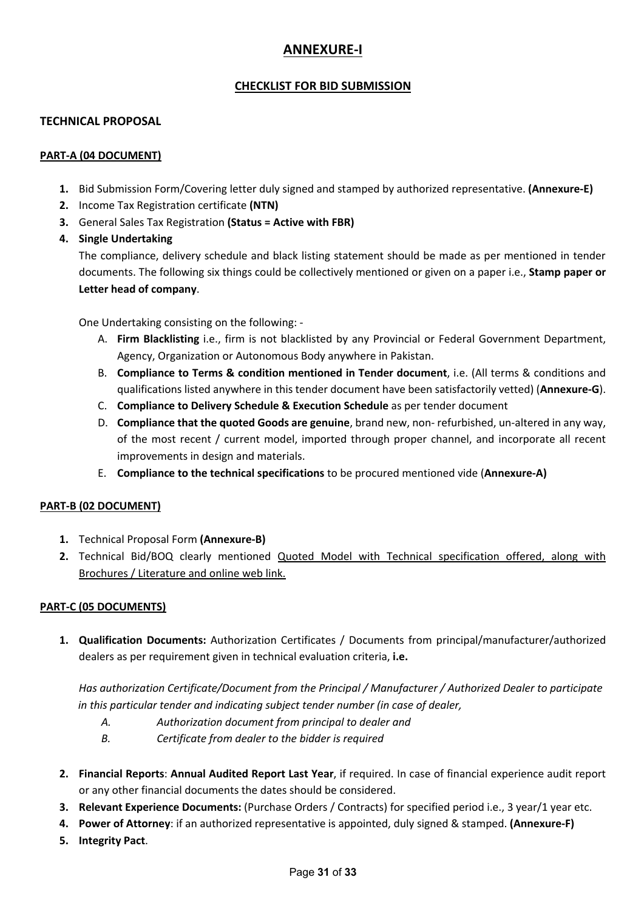# ANNEXURE-I

## CHECKLIST FOR BID SUBMISSION

### TECHNICAL PROPOSAL

**PART-A (04 DOCUMENT)**

1. Bid Submission Form/Covering letter duly signed and stamped by authorized representative. **(Annexure-E)**
2. Income Tax Registration certificate **(NTN)**
3. General Sales Tax Registration **(Status = Active with FBR)**
4. **Single Undertaking**

   The compliance, delivery schedule and black listing statement should be made as per mentioned in tender documents. The following six things could be collectively mentioned or given on a paper i.e., **Stamp paper or Letter head of company**.

   One Undertaking consisting on the following: -

   A. **Firm Blacklisting** i.e., firm is not blacklisted by any Provincial or Federal Government Department, Agency, Organization or Autonomous Body anywhere in Pakistan.
   B. **Compliance to Terms & condition mentioned in Tender document**, i.e. (All terms & conditions and qualifications listed anywhere in this tender document have been satisfactorily vetted) (**Annexure-G**).
   C. **Compliance to Delivery Schedule & Execution Schedule** as per tender document
   D. **Compliance that the quoted Goods are genuine**, brand new, non- refurbished, un-altered in any way, of the most recent / current model, imported through proper channel, and incorporate all recent improvements in design and materials.
   E. **Compliance to the technical specifications** to be procured mentioned vide (**Annexure-A)**

**PART-B (02 DOCUMENT)**

1. Technical Proposal Form **(Annexure-B)**
2. Technical Bid/BOQ clearly mentioned Quoted Model with Technical specification offered, along with Brochures / Literature and online web link.

**PART-C (05 DOCUMENTS)**

1. **Qualification Documents:** Authorization Certificates / Documents from principal/manufacturer/authorized dealers as per requirement given in technical evaluation criteria, **i.e.**

   *Has authorization Certificate/Document from the Principal / Manufacturer / Authorized Dealer to participate in this particular tender and indicating subject tender number (in case of dealer,*

   *A. Authorization document from principal to dealer and*
   *B. Certificate from dealer to the bidder is required*

2. **Financial Reports**: **Annual Audited Report Last Year**, if required. In case of financial experience audit report or any other financial documents the dates should be considered.
3. **Relevant Experience Documents:** (Purchase Orders / Contracts) for specified period i.e., 3 year/1 year etc.
4. **Power of Attorney**: if an authorized representative is appointed, duly signed & stamped. **(Annexure-F)**
5. **Integrity Pact**.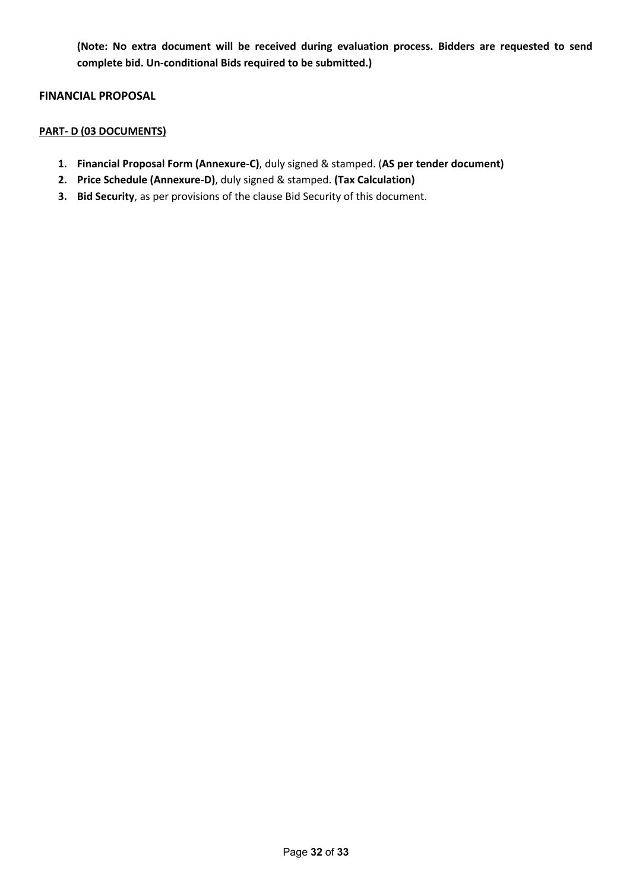**(Note: No extra document will be received during evaluation process. Bidders are requested to send complete bid. Un-conditional Bids required to be submitted.)**

**FINANCIAL PROPOSAL**

**PART- D (03 DOCUMENTS)**

1. **Financial Proposal Form (Annexure-C)**, duly signed & stamped. (**AS per tender document)**
2. **Price Schedule (Annexure-D)**, duly signed & stamped. **(Tax Calculation)**
3. **Bid Security**, as per provisions of the clause Bid Security of this document.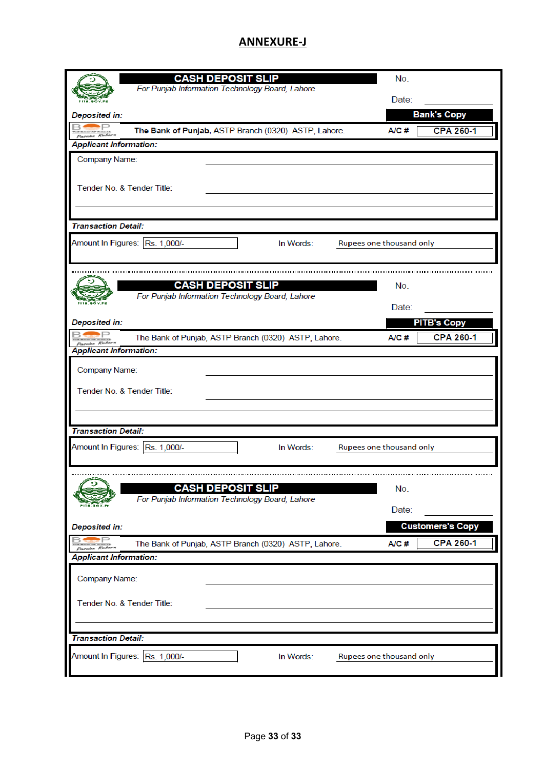# ANNEXURE-J

## CASH DEPOSIT SLIP

*For Punjab Information Technology Board, Lahore*

No.

Date: ____________

***Deposited in:***

**Bank's Copy**

**The Bank of Punjab**, ASTP Branch (0320) ASTP, Lahore. **A/C #** **CPA 260-1**

***Applicant Information:***

Company Name: ____________________

Tender No. & Tender Title: ____________________

***Transaction Detail:***

Amount In Figures: Rs. 1,000/- In Words: Rupees one thousand only

---

## CASH DEPOSIT SLIP

*For Punjab Information Technology Board, Lahore*

No.

Date: ____________

***Deposited in:***

**PITB's Copy**

The Bank of Punjab, ASTP Branch (0320) ASTP, Lahore. **A/C #** **CPA 260-1**

***Applicant Information:***

Company Name: ____________________

Tender No. & Tender Title: ____________________

***Transaction Detail:***

Amount In Figures: Rs. 1,000/- In Words: Rupees one thousand only

---

## CASH DEPOSIT SLIP

*For Punjab Information Technology Board, Lahore*

No.

Date: ____________

***Deposited in:***

**Customers's Copy**

The Bank of Punjab, ASTP Branch (0320) ASTP, Lahore. **A/C #** **CPA 260-1**

***Applicant Information:***

Company Name: ____________________

Tender No. & Tender Title: ____________________

***Transaction Detail:***

Amount In Figures: Rs. 1,000/- In Words: Rupees one thousand only